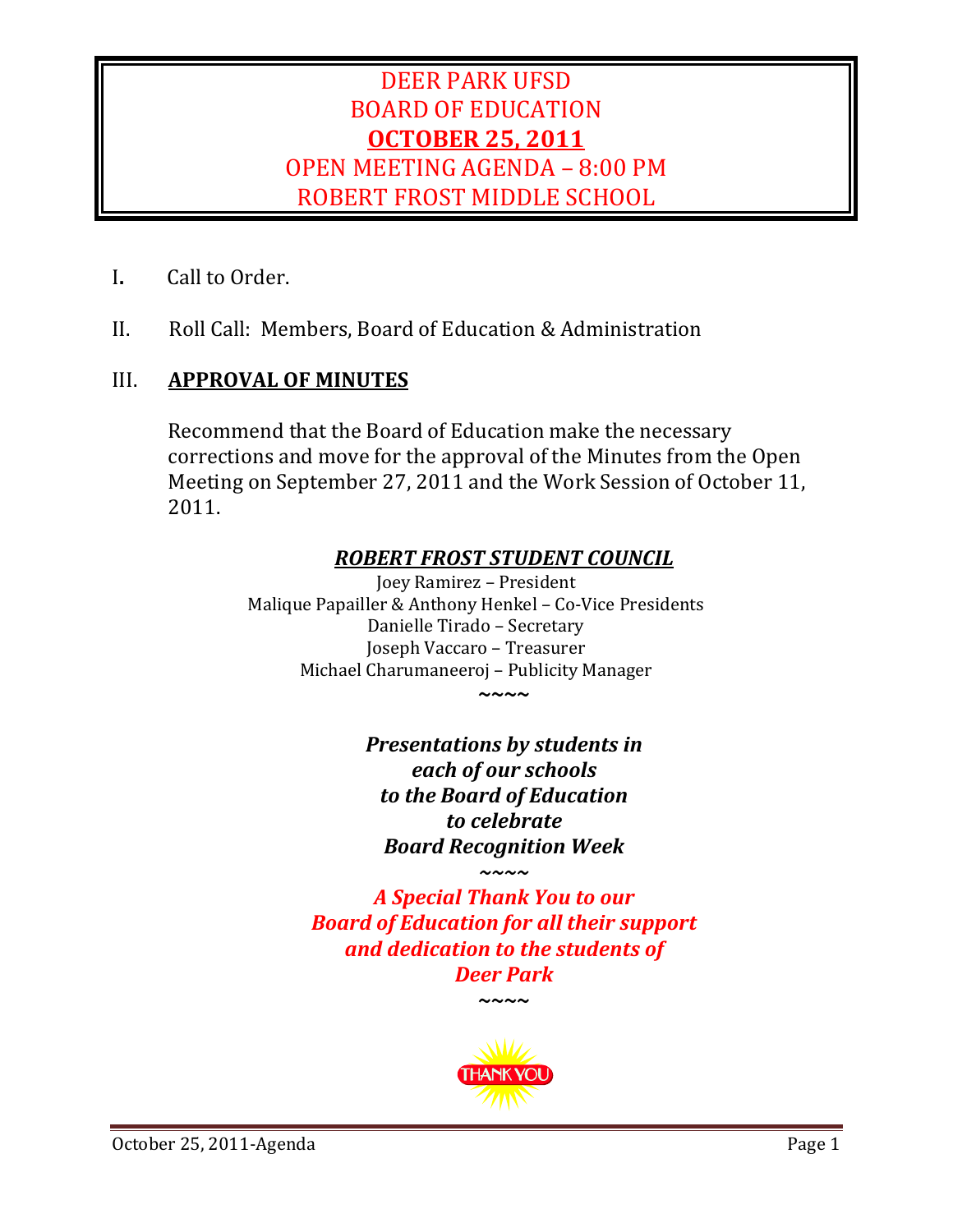# DEER PARK UFSD
# BOARD OF EDUCATION
# **OCTOBER 25, 2011**
# OPEN MEETING AGENDA – 8:00 PM
# ROBERT FROST MIDDLE SCHOOL

I. Call to Order.

II. Roll Call: Members, Board of Education & Administration

## III. **APPROVAL OF MINUTES**

Recommend that the Board of Education make the necessary corrections and move for the approval of the Minutes from the Open Meeting on September 27, 2011 and the Work Session of October 11, 2011.

### ***ROBERT FROST STUDENT COUNCIL***

Joey Ramirez – President
Malique Papailler & Anthony Henkel – Co-Vice Presidents
Danielle Tirado – Secretary
Joseph Vaccaro – Treasurer
Michael Charumaneeroj – Publicity Manager

~~~~

***Presentations by students in each of our schools to the Board of Education to celebrate Board Recognition Week***

~~~~

***A Special Thank You to our Board of Education for all their support and dedication to the students of Deer Park***

~~~~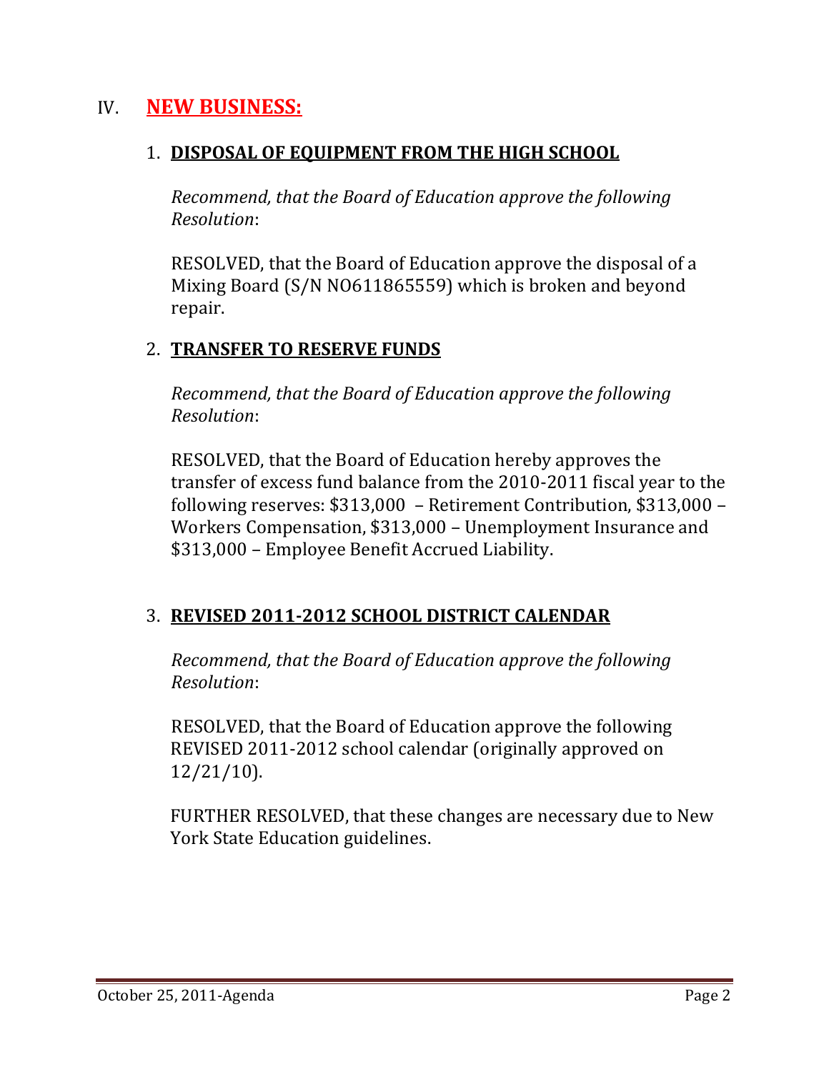## IV. **NEW BUSINESS:**

### 1. **DISPOSAL OF EQUIPMENT FROM THE HIGH SCHOOL**

*Recommend, that the Board of Education approve the following Resolution*:

RESOLVED, that the Board of Education approve the disposal of a Mixing Board (S/N NO611865559) which is broken and beyond repair.

### 2. **TRANSFER TO RESERVE FUNDS**

*Recommend, that the Board of Education approve the following Resolution*:

RESOLVED, that the Board of Education hereby approves the transfer of excess fund balance from the 2010-2011 fiscal year to the following reserves: $313,000 – Retirement Contribution, $313,000 – Workers Compensation, $313,000 – Unemployment Insurance and $313,000 – Employee Benefit Accrued Liability.

### 3. **REVISED 2011-2012 SCHOOL DISTRICT CALENDAR**

*Recommend, that the Board of Education approve the following Resolution*:

RESOLVED, that the Board of Education approve the following REVISED 2011-2012 school calendar (originally approved on 12/21/10).

FURTHER RESOLVED, that these changes are necessary due to New York State Education guidelines.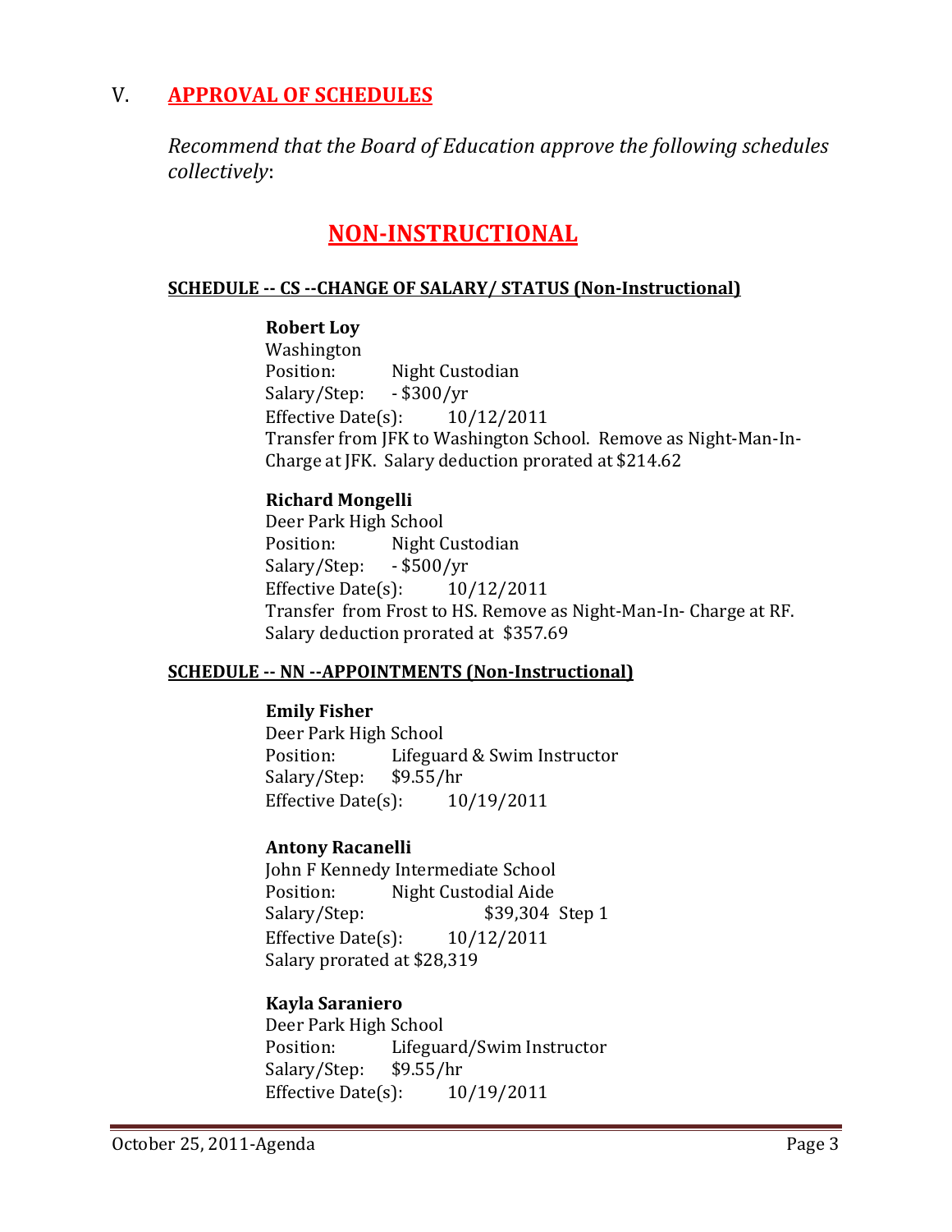## V. APPROVAL OF SCHEDULES

*Recommend that the Board of Education approve the following schedules collectively*:

## NON-INSTRUCTIONAL

**SCHEDULE -- CS --CHANGE OF SALARY/ STATUS (Non-Instructional)**

**Robert Loy**
Washington
Position: Night Custodian
Salary/Step: - $300/yr
Effective Date(s): 10/12/2011
Transfer from JFK to Washington School. Remove as Night-Man-In-Charge at JFK. Salary deduction prorated at $214.62

**Richard Mongelli**
Deer Park High School
Position: Night Custodian
Salary/Step: - $500/yr
Effective Date(s): 10/12/2011
Transfer from Frost to HS. Remove as Night-Man-In- Charge at RF. Salary deduction prorated at $357.69

**SCHEDULE -- NN --APPOINTMENTS (Non-Instructional)**

**Emily Fisher**
Deer Park High School
Position: Lifeguard & Swim Instructor
Salary/Step: $9.55/hr
Effective Date(s): 10/19/2011

**Antony Racanelli**
John F Kennedy Intermediate School
Position: Night Custodial Aide
Salary/Step: $39,304 Step 1
Effective Date(s): 10/12/2011
Salary prorated at $28,319

**Kayla Saraniero**
Deer Park High School
Position: Lifeguard/Swim Instructor
Salary/Step: $9.55/hr
Effective Date(s): 10/19/2011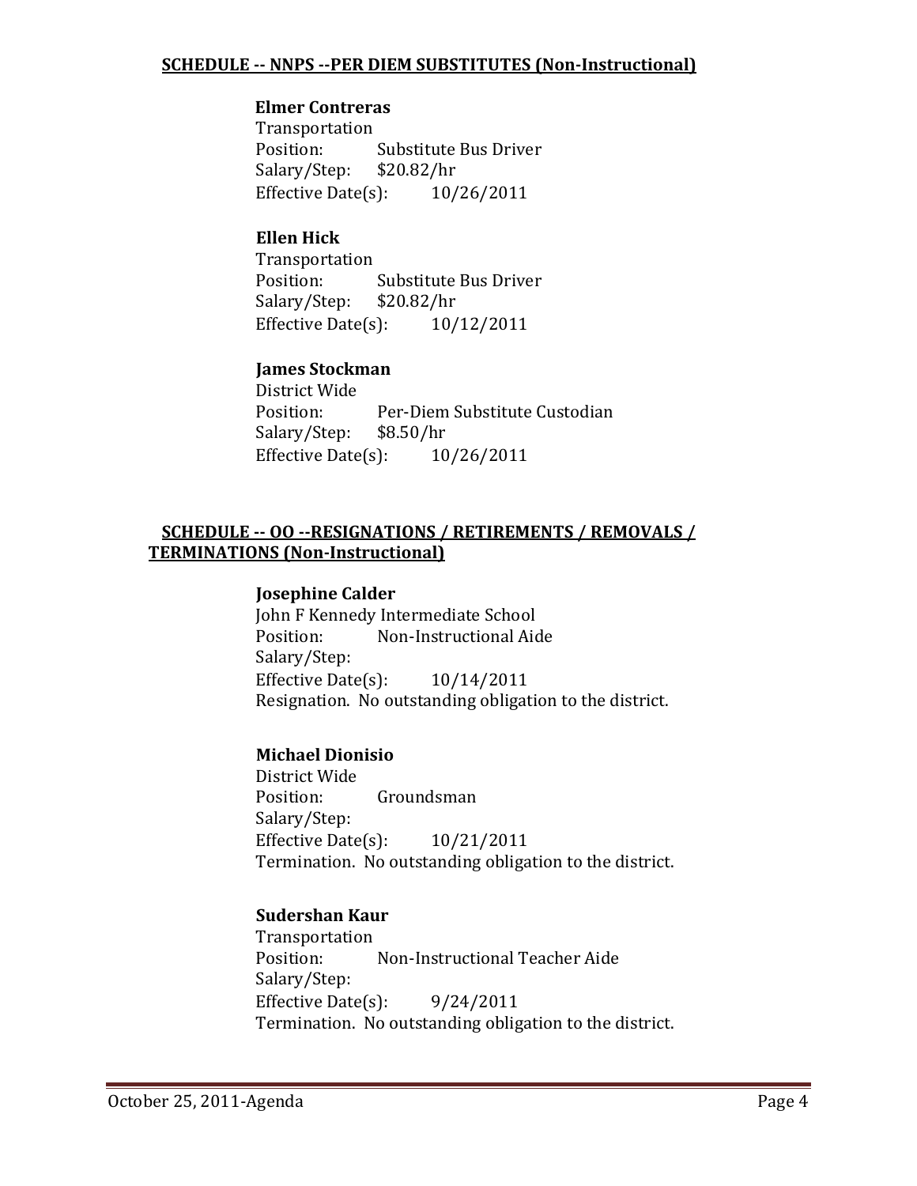**SCHEDULE -- NNPS --PER DIEM SUBSTITUTES (Non-Instructional)**

**Elmer Contreras**
Transportation
Position: Substitute Bus Driver
Salary/Step: $20.82/hr
Effective Date(s): 10/26/2011

**Ellen Hick**
Transportation
Position: Substitute Bus Driver
Salary/Step: $20.82/hr
Effective Date(s): 10/12/2011

**James Stockman**
District Wide
Position: Per-Diem Substitute Custodian
Salary/Step: $8.50/hr
Effective Date(s): 10/26/2011

**SCHEDULE -- OO --RESIGNATIONS / RETIREMENTS / REMOVALS / TERMINATIONS (Non-Instructional)**

**Josephine Calder**
John F Kennedy Intermediate School
Position: Non-Instructional Aide
Salary/Step:
Effective Date(s): 10/14/2011
Resignation. No outstanding obligation to the district.

**Michael Dionisio**
District Wide
Position: Groundsman
Salary/Step:
Effective Date(s): 10/21/2011
Termination. No outstanding obligation to the district.

**Sudershan Kaur**
Transportation
Position: Non-Instructional Teacher Aide
Salary/Step:
Effective Date(s): 9/24/2011
Termination. No outstanding obligation to the district.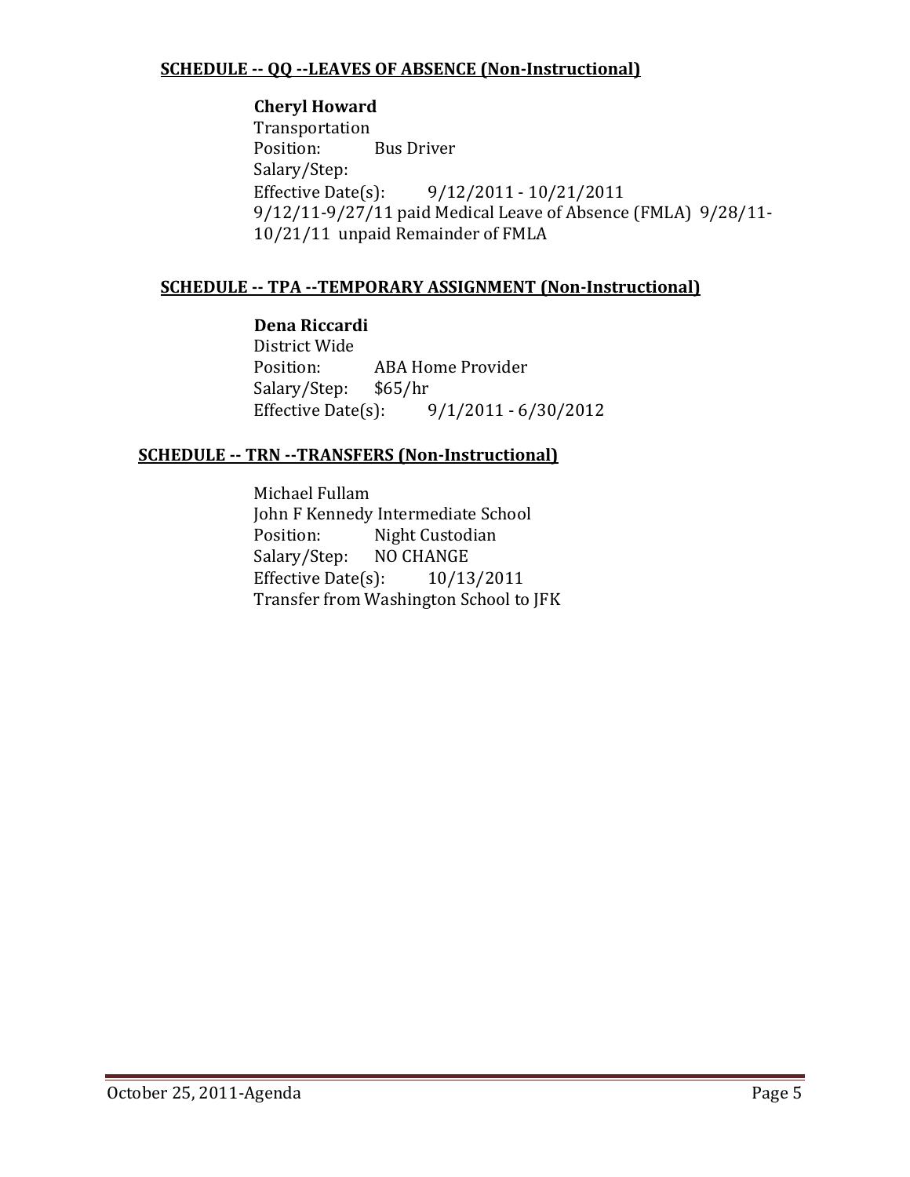**SCHEDULE -- QQ --LEAVES OF ABSENCE (Non-Instructional)**

**Cheryl Howard**
Transportation
Position: Bus Driver
Salary/Step:
Effective Date(s): 9/12/2011 - 10/21/2011
9/12/11-9/27/11 paid Medical Leave of Absence (FMLA) 9/28/11-10/21/11 unpaid Remainder of FMLA

**SCHEDULE -- TPA --TEMPORARY ASSIGNMENT (Non-Instructional)**

**Dena Riccardi**
District Wide
Position: ABA Home Provider
Salary/Step: $65/hr
Effective Date(s): 9/1/2011 - 6/30/2012

**SCHEDULE -- TRN --TRANSFERS (Non-Instructional)**

Michael Fullam
John F Kennedy Intermediate School
Position: Night Custodian
Salary/Step: NO CHANGE
Effective Date(s): 10/13/2011
Transfer from Washington School to JFK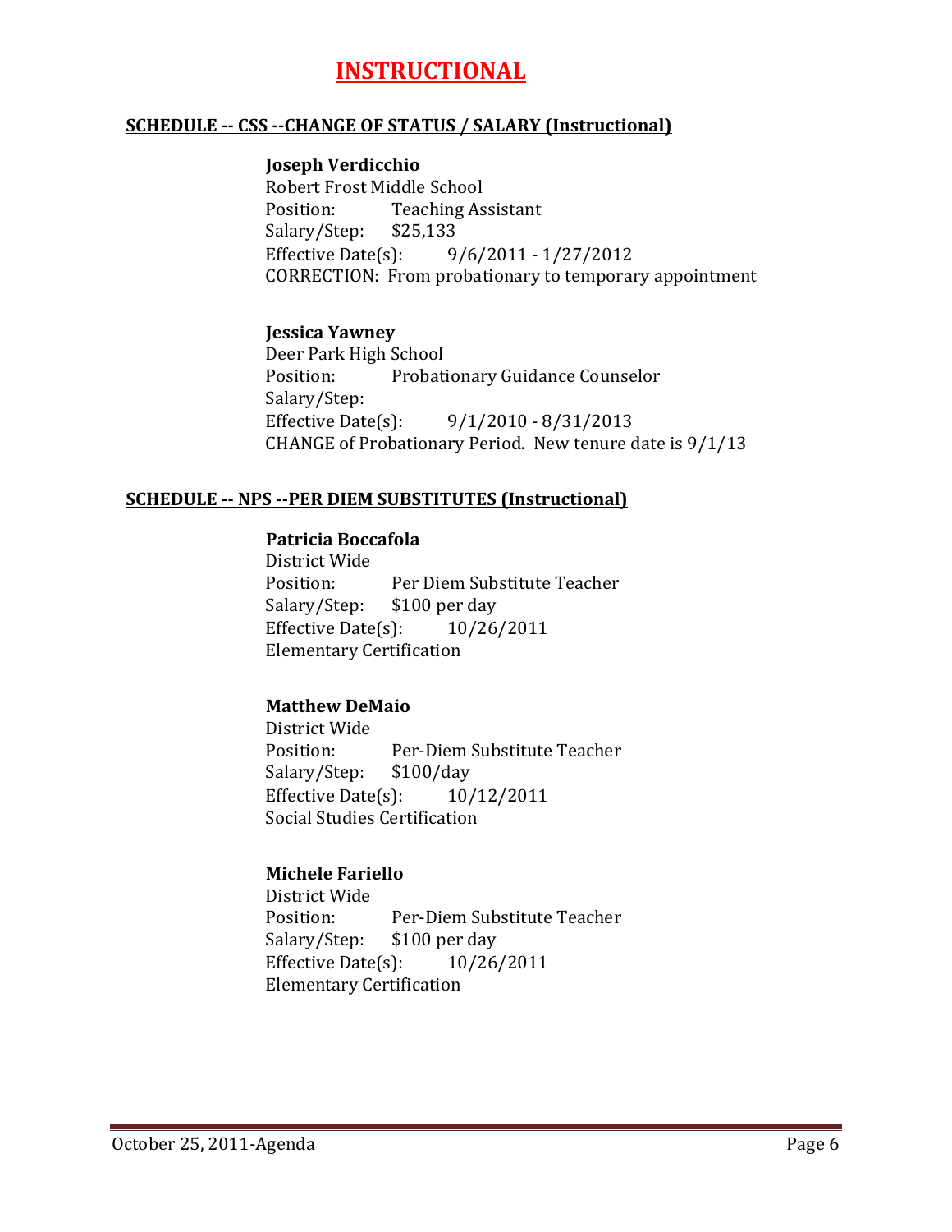# INSTRUCTIONAL

## SCHEDULE -- CSS --CHANGE OF STATUS / SALARY (Instructional)

**Joseph Verdicchio**
Robert Frost Middle School
Position: Teaching Assistant
Salary/Step: $25,133
Effective Date(s): 9/6/2011 - 1/27/2012
CORRECTION: From probationary to temporary appointment

**Jessica Yawney**
Deer Park High School
Position: Probationary Guidance Counselor
Salary/Step:
Effective Date(s): 9/1/2010 - 8/31/2013
CHANGE of Probationary Period. New tenure date is 9/1/13

## SCHEDULE -- NPS --PER DIEM SUBSTITUTES (Instructional)

**Patricia Boccafola**
District Wide
Position: Per Diem Substitute Teacher
Salary/Step: $100 per day
Effective Date(s): 10/26/2011
Elementary Certification

**Matthew DeMaio**
District Wide
Position: Per-Diem Substitute Teacher
Salary/Step: $100/day
Effective Date(s): 10/12/2011
Social Studies Certification

**Michele Fariello**
District Wide
Position: Per-Diem Substitute Teacher
Salary/Step: $100 per day
Effective Date(s): 10/26/2011
Elementary Certification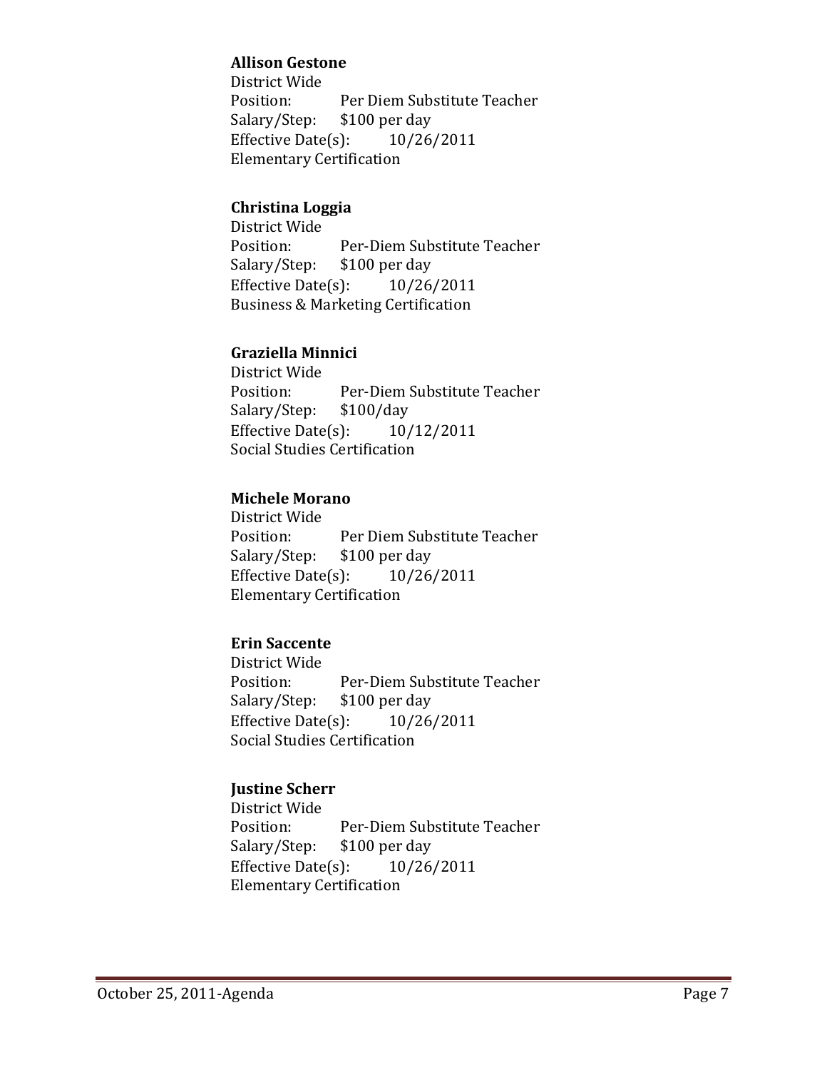**Allison Gestone**
District Wide
Position: Per Diem Substitute Teacher
Salary/Step: $100 per day
Effective Date(s): 10/26/2011
Elementary Certification

**Christina Loggia**
District Wide
Position: Per-Diem Substitute Teacher
Salary/Step: $100 per day
Effective Date(s): 10/26/2011
Business & Marketing Certification

**Graziella Minnici**
District Wide
Position: Per-Diem Substitute Teacher
Salary/Step: $100/day
Effective Date(s): 10/12/2011
Social Studies Certification

**Michele Morano**
District Wide
Position: Per Diem Substitute Teacher
Salary/Step: $100 per day
Effective Date(s): 10/26/2011
Elementary Certification

**Erin Saccente**
District Wide
Position: Per-Diem Substitute Teacher
Salary/Step: $100 per day
Effective Date(s): 10/26/2011
Social Studies Certification

**Justine Scherr**
District Wide
Position: Per-Diem Substitute Teacher
Salary/Step: $100 per day
Effective Date(s): 10/26/2011
Elementary Certification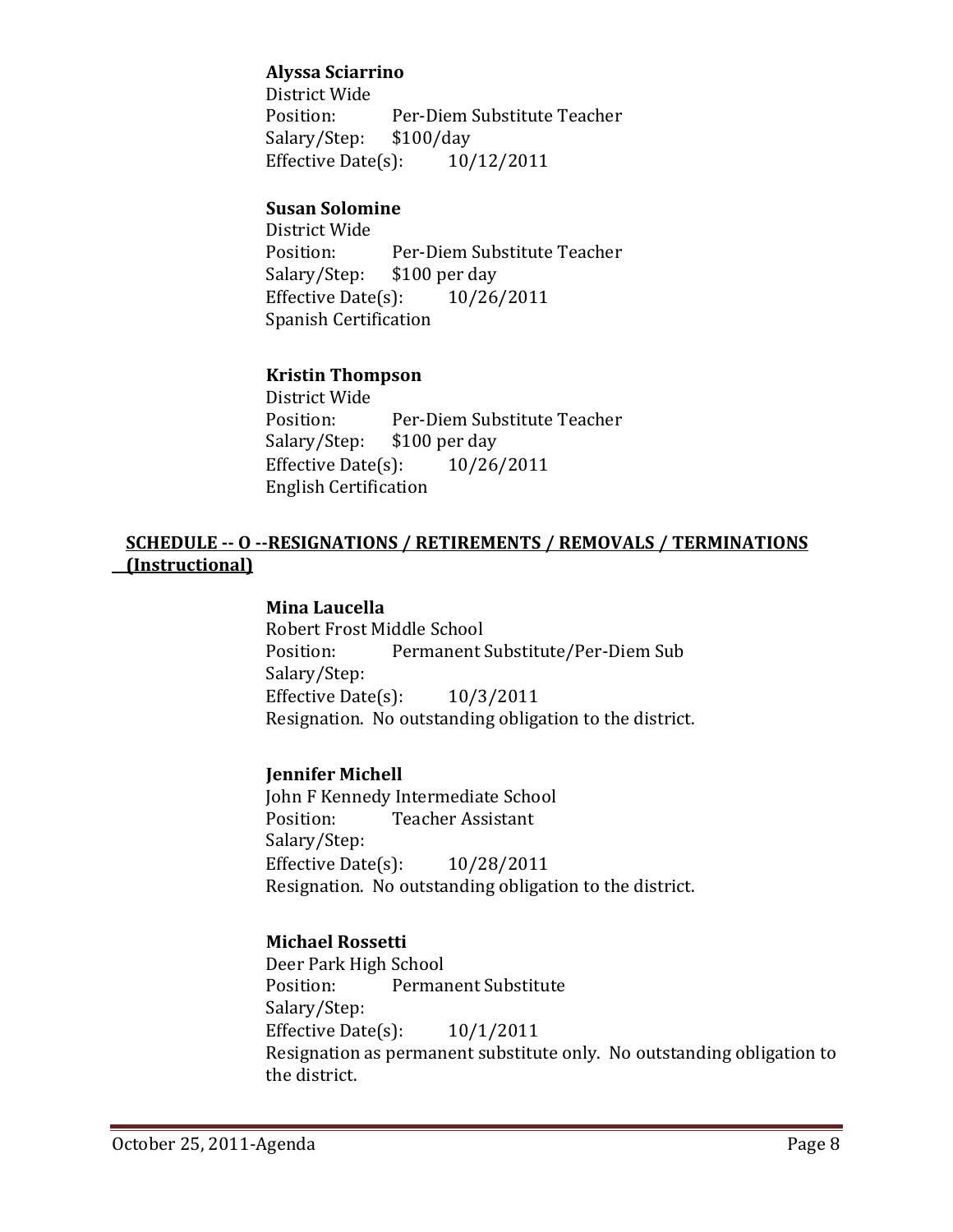**Alyssa Sciarrino**
District Wide
Position: Per-Diem Substitute Teacher
Salary/Step: $100/day
Effective Date(s): 10/12/2011

**Susan Solomine**
District Wide
Position: Per-Diem Substitute Teacher
Salary/Step: $100 per day
Effective Date(s): 10/26/2011
Spanish Certification

**Kristin Thompson**
District Wide
Position: Per-Diem Substitute Teacher
Salary/Step: $100 per day
Effective Date(s): 10/26/2011
English Certification

## SCHEDULE -- O --RESIGNATIONS / RETIREMENTS / REMOVALS / TERMINATIONS (Instructional)

**Mina Laucella**
Robert Frost Middle School
Position: Permanent Substitute/Per-Diem Sub
Salary/Step:
Effective Date(s): 10/3/2011
Resignation. No outstanding obligation to the district.

**Jennifer Michell**
John F Kennedy Intermediate School
Position: Teacher Assistant
Salary/Step:
Effective Date(s): 10/28/2011
Resignation. No outstanding obligation to the district.

**Michael Rossetti**
Deer Park High School
Position: Permanent Substitute
Salary/Step:
Effective Date(s): 10/1/2011
Resignation as permanent substitute only. No outstanding obligation to the district.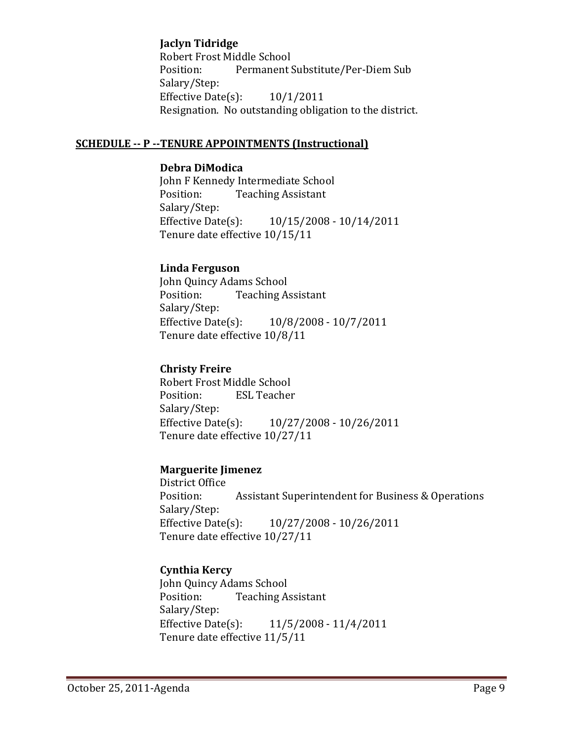**Jaclyn Tidridge**
Robert Frost Middle School
Position: Permanent Substitute/Per-Diem Sub
Salary/Step:
Effective Date(s): 10/1/2011
Resignation. No outstanding obligation to the district.

## SCHEDULE -- P --TENURE APPOINTMENTS (Instructional)

**Debra DiModica**
John F Kennedy Intermediate School
Position: Teaching Assistant
Salary/Step:
Effective Date(s): 10/15/2008 - 10/14/2011
Tenure date effective 10/15/11

**Linda Ferguson**
John Quincy Adams School
Position: Teaching Assistant
Salary/Step:
Effective Date(s): 10/8/2008 - 10/7/2011
Tenure date effective 10/8/11

**Christy Freire**
Robert Frost Middle School
Position: ESL Teacher
Salary/Step:
Effective Date(s): 10/27/2008 - 10/26/2011
Tenure date effective 10/27/11

**Marguerite Jimenez**
District Office
Position: Assistant Superintendent for Business & Operations
Salary/Step:
Effective Date(s): 10/27/2008 - 10/26/2011
Tenure date effective 10/27/11

**Cynthia Kercy**
John Quincy Adams School
Position: Teaching Assistant
Salary/Step:
Effective Date(s): 11/5/2008 - 11/4/2011
Tenure date effective 11/5/11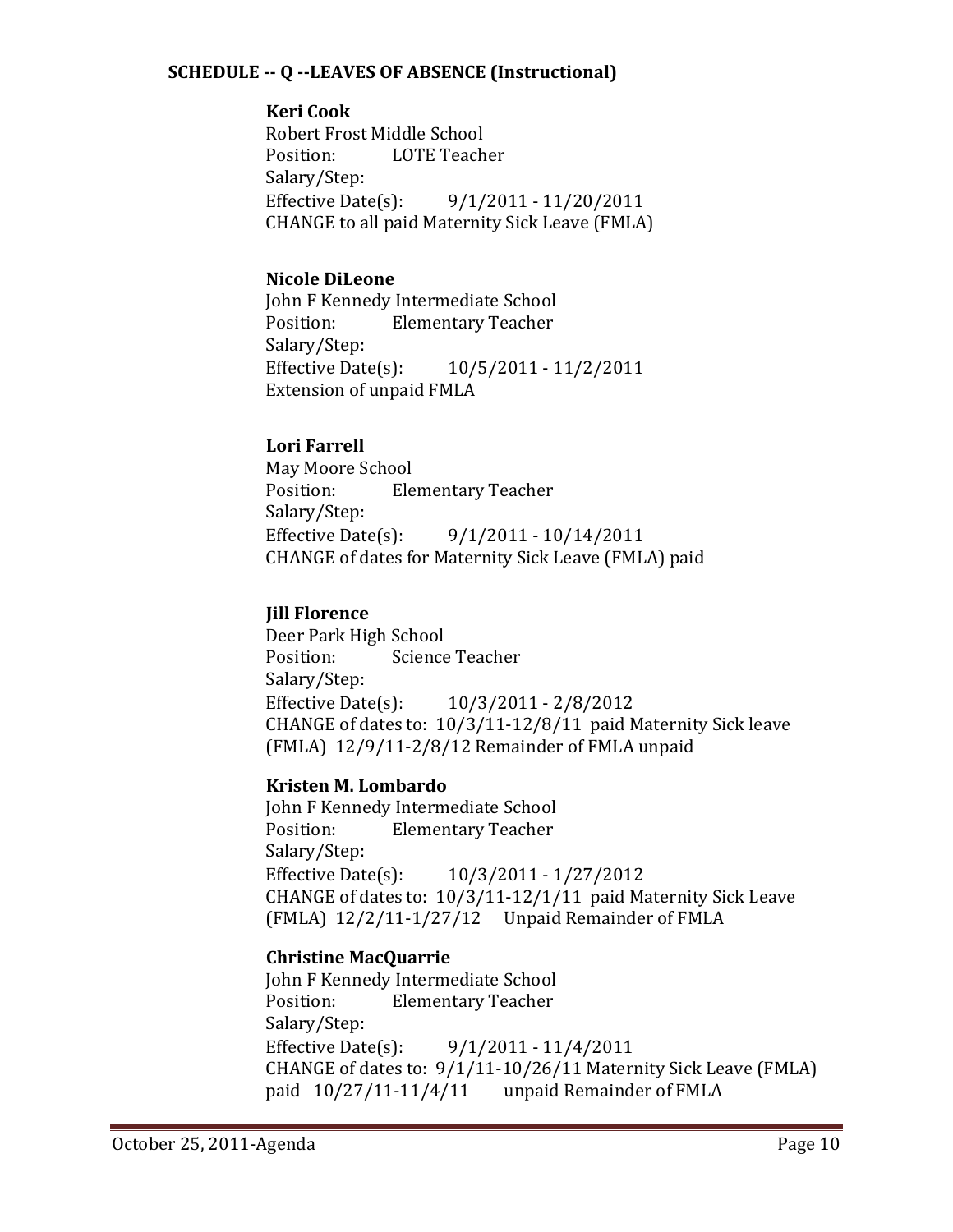**SCHEDULE -- Q --LEAVES OF ABSENCE (Instructional)**

**Keri Cook**
Robert Frost Middle School
Position: LOTE Teacher
Salary/Step:
Effective Date(s): 9/1/2011 - 11/20/2011
CHANGE to all paid Maternity Sick Leave (FMLA)

**Nicole DiLeone**
John F Kennedy Intermediate School
Position: Elementary Teacher
Salary/Step:
Effective Date(s): 10/5/2011 - 11/2/2011
Extension of unpaid FMLA

**Lori Farrell**
May Moore School
Position: Elementary Teacher
Salary/Step:
Effective Date(s): 9/1/2011 - 10/14/2011
CHANGE of dates for Maternity Sick Leave (FMLA) paid

**Jill Florence**
Deer Park High School
Position: Science Teacher
Salary/Step:
Effective Date(s): 10/3/2011 - 2/8/2012
CHANGE of dates to: 10/3/11-12/8/11 paid Maternity Sick leave (FMLA) 12/9/11-2/8/12 Remainder of FMLA unpaid

**Kristen M. Lombardo**
John F Kennedy Intermediate School
Position: Elementary Teacher
Salary/Step:
Effective Date(s): 10/3/2011 - 1/27/2012
CHANGE of dates to: 10/3/11-12/1/11 paid Maternity Sick Leave (FMLA) 12/2/11-1/27/12 Unpaid Remainder of FMLA

**Christine MacQuarrie**
John F Kennedy Intermediate School
Position: Elementary Teacher
Salary/Step:
Effective Date(s): 9/1/2011 - 11/4/2011
CHANGE of dates to: 9/1/11-10/26/11 Maternity Sick Leave (FMLA) paid 10/27/11-11/4/11 unpaid Remainder of FMLA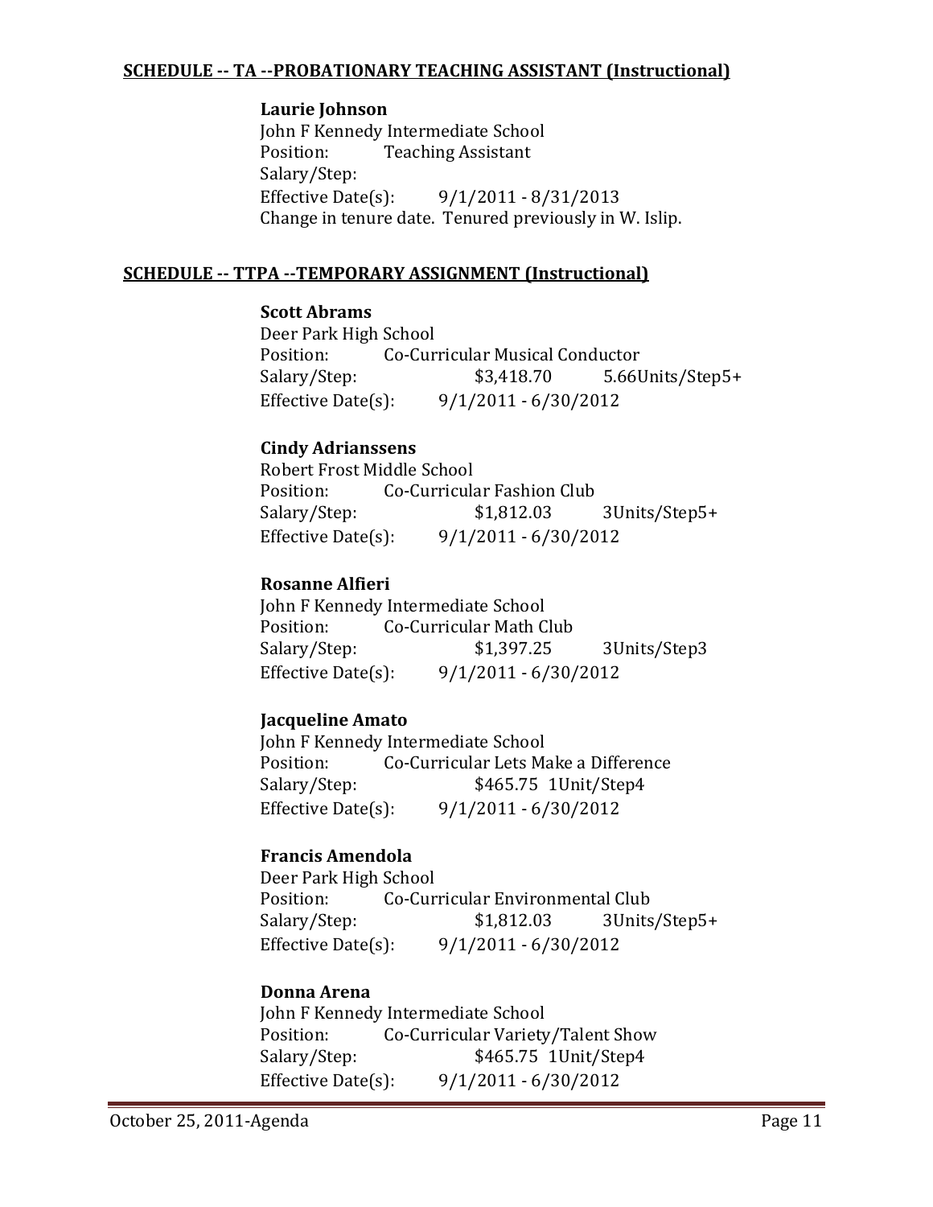**SCHEDULE -- TA --PROBATIONARY TEACHING ASSISTANT (Instructional)**

**Laurie Johnson**
John F Kennedy Intermediate School
Position: Teaching Assistant
Salary/Step:
Effective Date(s): 9/1/2011 - 8/31/2013
Change in tenure date. Tenured previously in W. Islip.

**SCHEDULE -- TTPA --TEMPORARY ASSIGNMENT (Instructional)**

**Scott Abrams**
Deer Park High School
Position: Co-Curricular Musical Conductor
Salary/Step: $3,418.70 5.66Units/Step5+
Effective Date(s): 9/1/2011 - 6/30/2012

**Cindy Adrianssens**
Robert Frost Middle School
Position: Co-Curricular Fashion Club
Salary/Step: $1,812.03 3Units/Step5+
Effective Date(s): 9/1/2011 - 6/30/2012

**Rosanne Alfieri**
John F Kennedy Intermediate School
Position: Co-Curricular Math Club
Salary/Step: $1,397.25 3Units/Step3
Effective Date(s): 9/1/2011 - 6/30/2012

**Jacqueline Amato**
John F Kennedy Intermediate School
Position: Co-Curricular Lets Make a Difference
Salary/Step: $465.75 1Unit/Step4
Effective Date(s): 9/1/2011 - 6/30/2012

**Francis Amendola**
Deer Park High School
Position: Co-Curricular Environmental Club
Salary/Step: $1,812.03 3Units/Step5+
Effective Date(s): 9/1/2011 - 6/30/2012

**Donna Arena**
John F Kennedy Intermediate School
Position: Co-Curricular Variety/Talent Show
Salary/Step: $465.75 1Unit/Step4
Effective Date(s): 9/1/2011 - 6/30/2012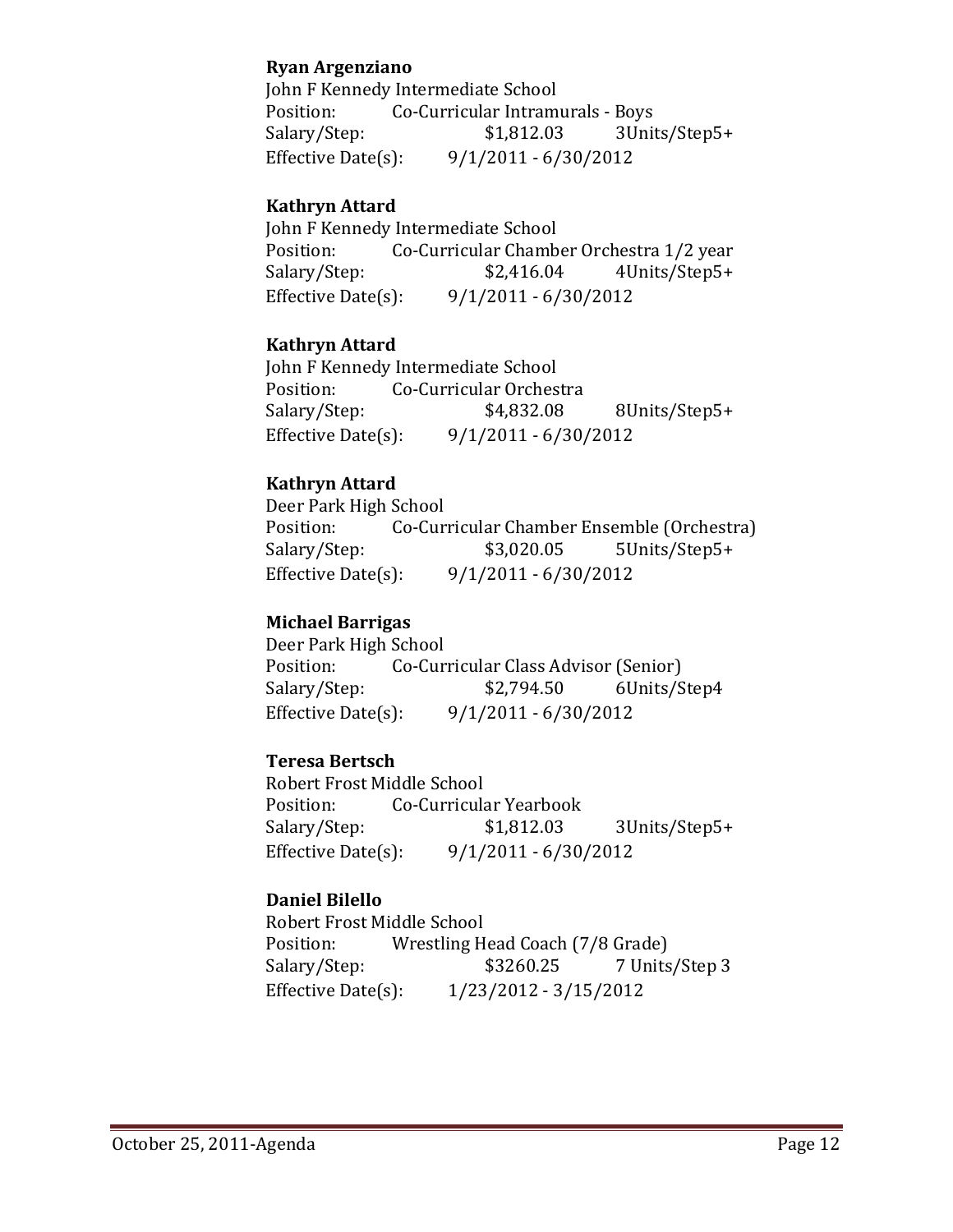**Ryan Argenziano**
John F Kennedy Intermediate School
Position: Co-Curricular Intramurals - Boys
Salary/Step: $1,812.03 3Units/Step5+
Effective Date(s): 9/1/2011 - 6/30/2012

**Kathryn Attard**
John F Kennedy Intermediate School
Position: Co-Curricular Chamber Orchestra 1/2 year
Salary/Step: $2,416.04 4Units/Step5+
Effective Date(s): 9/1/2011 - 6/30/2012

**Kathryn Attard**
John F Kennedy Intermediate School
Position: Co-Curricular Orchestra
Salary/Step: $4,832.08 8Units/Step5+
Effective Date(s): 9/1/2011 - 6/30/2012

**Kathryn Attard**
Deer Park High School
Position: Co-Curricular Chamber Ensemble (Orchestra)
Salary/Step: $3,020.05 5Units/Step5+
Effective Date(s): 9/1/2011 - 6/30/2012

**Michael Barrigas**
Deer Park High School
Position: Co-Curricular Class Advisor (Senior)
Salary/Step: $2,794.50 6Units/Step4
Effective Date(s): 9/1/2011 - 6/30/2012

**Teresa Bertsch**
Robert Frost Middle School
Position: Co-Curricular Yearbook
Salary/Step: $1,812.03 3Units/Step5+
Effective Date(s): 9/1/2011 - 6/30/2012

**Daniel Bilello**
Robert Frost Middle School
Position: Wrestling Head Coach (7/8 Grade)
Salary/Step: $3260.25 7 Units/Step 3
Effective Date(s): 1/23/2012 - 3/15/2012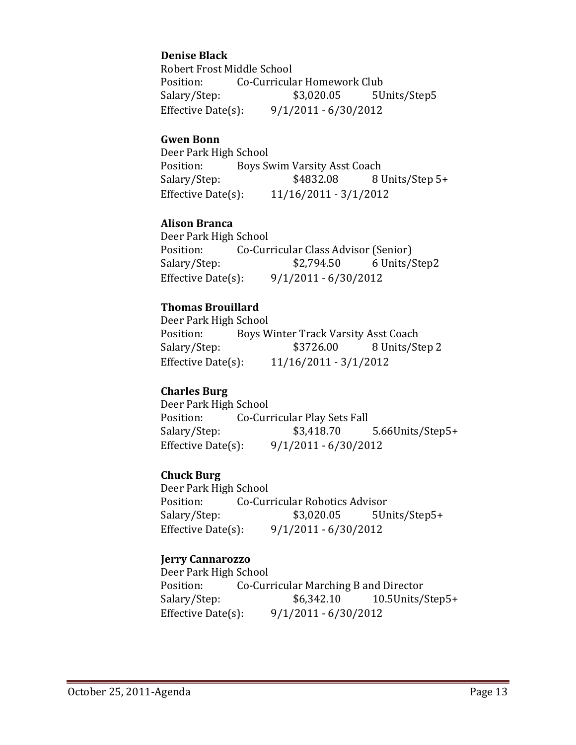**Denise Black**
Robert Frost Middle School
Position: Co-Curricular Homework Club
Salary/Step: $3,020.05 5Units/Step5
Effective Date(s): 9/1/2011 - 6/30/2012

**Gwen Bonn**
Deer Park High School
Position: Boys Swim Varsity Asst Coach
Salary/Step: $4832.08 8 Units/Step 5+
Effective Date(s): 11/16/2011 - 3/1/2012

**Alison Branca**
Deer Park High School
Position: Co-Curricular Class Advisor (Senior)
Salary/Step: $2,794.50 6 Units/Step2
Effective Date(s): 9/1/2011 - 6/30/2012

**Thomas Brouillard**
Deer Park High School
Position: Boys Winter Track Varsity Asst Coach
Salary/Step: $3726.00 8 Units/Step 2
Effective Date(s): 11/16/2011 - 3/1/2012

**Charles Burg**
Deer Park High School
Position: Co-Curricular Play Sets Fall
Salary/Step: $3,418.70 5.66Units/Step5+
Effective Date(s): 9/1/2011 - 6/30/2012

**Chuck Burg**
Deer Park High School
Position: Co-Curricular Robotics Advisor
Salary/Step: $3,020.05 5Units/Step5+
Effective Date(s): 9/1/2011 - 6/30/2012

**Jerry Cannarozzo**
Deer Park High School
Position: Co-Curricular Marching B and Director
Salary/Step: $6,342.10 10.5Units/Step5+
Effective Date(s): 9/1/2011 - 6/30/2012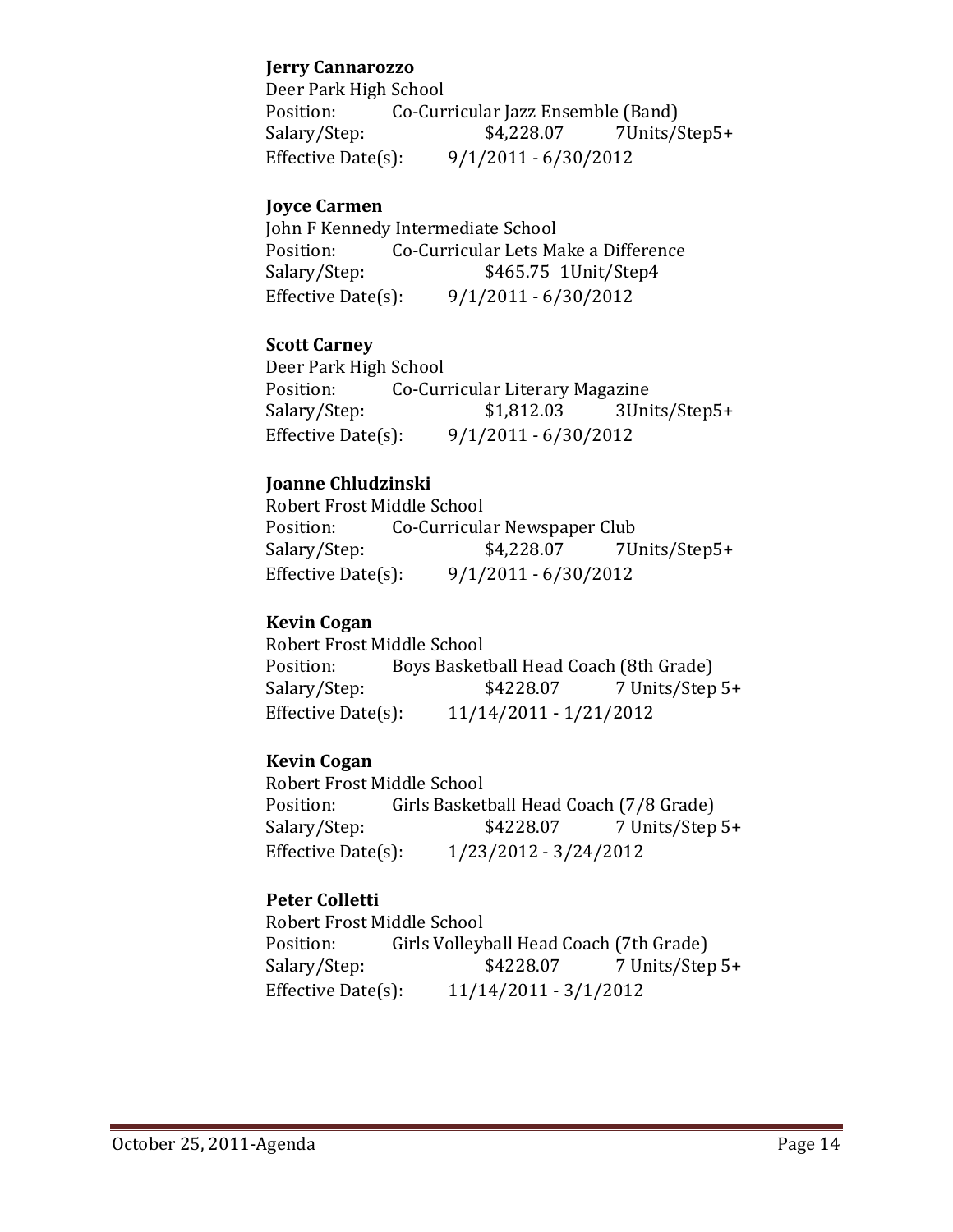**Jerry Cannarozzo**
Deer Park High School
Position: Co-Curricular Jazz Ensemble (Band)
Salary/Step: $4,228.07 7Units/Step5+
Effective Date(s): 9/1/2011 - 6/30/2012

**Joyce Carmen**
John F Kennedy Intermediate School
Position: Co-Curricular Lets Make a Difference
Salary/Step: $465.75 1Unit/Step4
Effective Date(s): 9/1/2011 - 6/30/2012

**Scott Carney**
Deer Park High School
Position: Co-Curricular Literary Magazine
Salary/Step: $1,812.03 3Units/Step5+
Effective Date(s): 9/1/2011 - 6/30/2012

**Joanne Chludzinski**
Robert Frost Middle School
Position: Co-Curricular Newspaper Club
Salary/Step: $4,228.07 7Units/Step5+
Effective Date(s): 9/1/2011 - 6/30/2012

**Kevin Cogan**
Robert Frost Middle School
Position: Boys Basketball Head Coach (8th Grade)
Salary/Step: $4228.07 7 Units/Step 5+
Effective Date(s): 11/14/2011 - 1/21/2012

**Kevin Cogan**
Robert Frost Middle School
Position: Girls Basketball Head Coach (7/8 Grade)
Salary/Step: $4228.07 7 Units/Step 5+
Effective Date(s): 1/23/2012 - 3/24/2012

**Peter Colletti**
Robert Frost Middle School
Position: Girls Volleyball Head Coach (7th Grade)
Salary/Step: $4228.07 7 Units/Step 5+
Effective Date(s): 11/14/2011 - 3/1/2012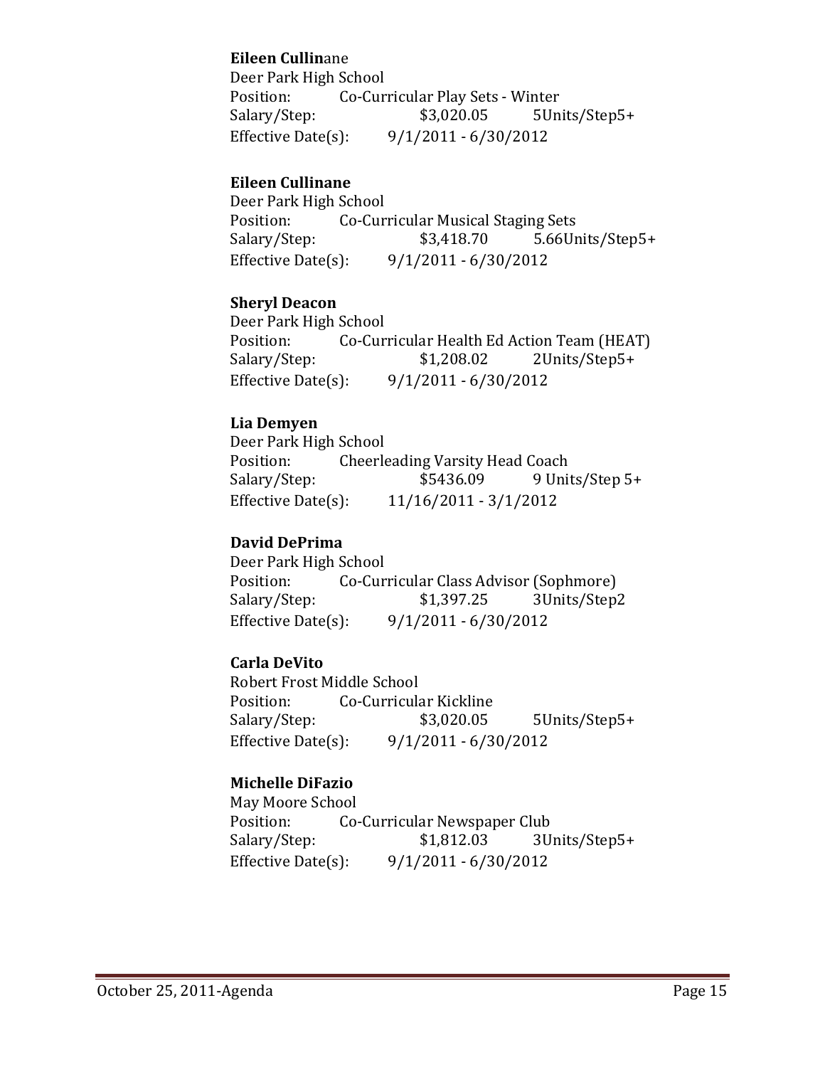**Eileen Cullin**ane
Deer Park High School
Position: Co-Curricular Play Sets - Winter
Salary/Step: $3,020.05 5Units/Step5+
Effective Date(s): 9/1/2011 - 6/30/2012

**Eileen Cullinane**
Deer Park High School
Position: Co-Curricular Musical Staging Sets
Salary/Step: $3,418.70 5.66Units/Step5+
Effective Date(s): 9/1/2011 - 6/30/2012

**Sheryl Deacon**
Deer Park High School
Position: Co-Curricular Health Ed Action Team (HEAT)
Salary/Step: $1,208.02 2Units/Step5+
Effective Date(s): 9/1/2011 - 6/30/2012

**Lia Demyen**
Deer Park High School
Position: Cheerleading Varsity Head Coach
Salary/Step: $5436.09 9 Units/Step 5+
Effective Date(s): 11/16/2011 - 3/1/2012

**David DePrima**
Deer Park High School
Position: Co-Curricular Class Advisor (Sophmore)
Salary/Step: $1,397.25 3Units/Step2
Effective Date(s): 9/1/2011 - 6/30/2012

**Carla DeVito**
Robert Frost Middle School
Position: Co-Curricular Kickline
Salary/Step: $3,020.05 5Units/Step5+
Effective Date(s): 9/1/2011 - 6/30/2012

**Michelle DiFazio**
May Moore School
Position: Co-Curricular Newspaper Club
Salary/Step: $1,812.03 3Units/Step5+
Effective Date(s): 9/1/2011 - 6/30/2012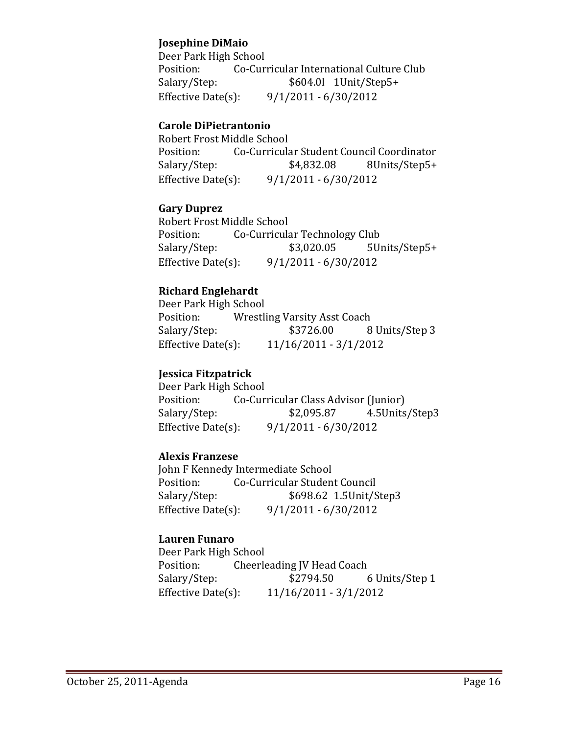**Josephine DiMaio**
Deer Park High School
Position: Co-Curricular International Culture Club
Salary/Step: $604.0l 1Unit/Step5+
Effective Date(s): 9/1/2011 - 6/30/2012

**Carole DiPietrantonio**
Robert Frost Middle School
Position: Co-Curricular Student Council Coordinator
Salary/Step: $4,832.08 8Units/Step5+
Effective Date(s): 9/1/2011 - 6/30/2012

**Gary Duprez**
Robert Frost Middle School
Position: Co-Curricular Technology Club
Salary/Step: $3,020.05 5Units/Step5+
Effective Date(s): 9/1/2011 - 6/30/2012

**Richard Englehardt**
Deer Park High School
Position: Wrestling Varsity Asst Coach
Salary/Step: $3726.00 8 Units/Step 3
Effective Date(s): 11/16/2011 - 3/1/2012

**Jessica Fitzpatrick**
Deer Park High School
Position: Co-Curricular Class Advisor (Junior)
Salary/Step: $2,095.87 4.5Units/Step3
Effective Date(s): 9/1/2011 - 6/30/2012

**Alexis Franzese**
John F Kennedy Intermediate School
Position: Co-Curricular Student Council
Salary/Step: $698.62 1.5Unit/Step3
Effective Date(s): 9/1/2011 - 6/30/2012

**Lauren Funaro**
Deer Park High School
Position: Cheerleading JV Head Coach
Salary/Step: $2794.50 6 Units/Step 1
Effective Date(s): 11/16/2011 - 3/1/2012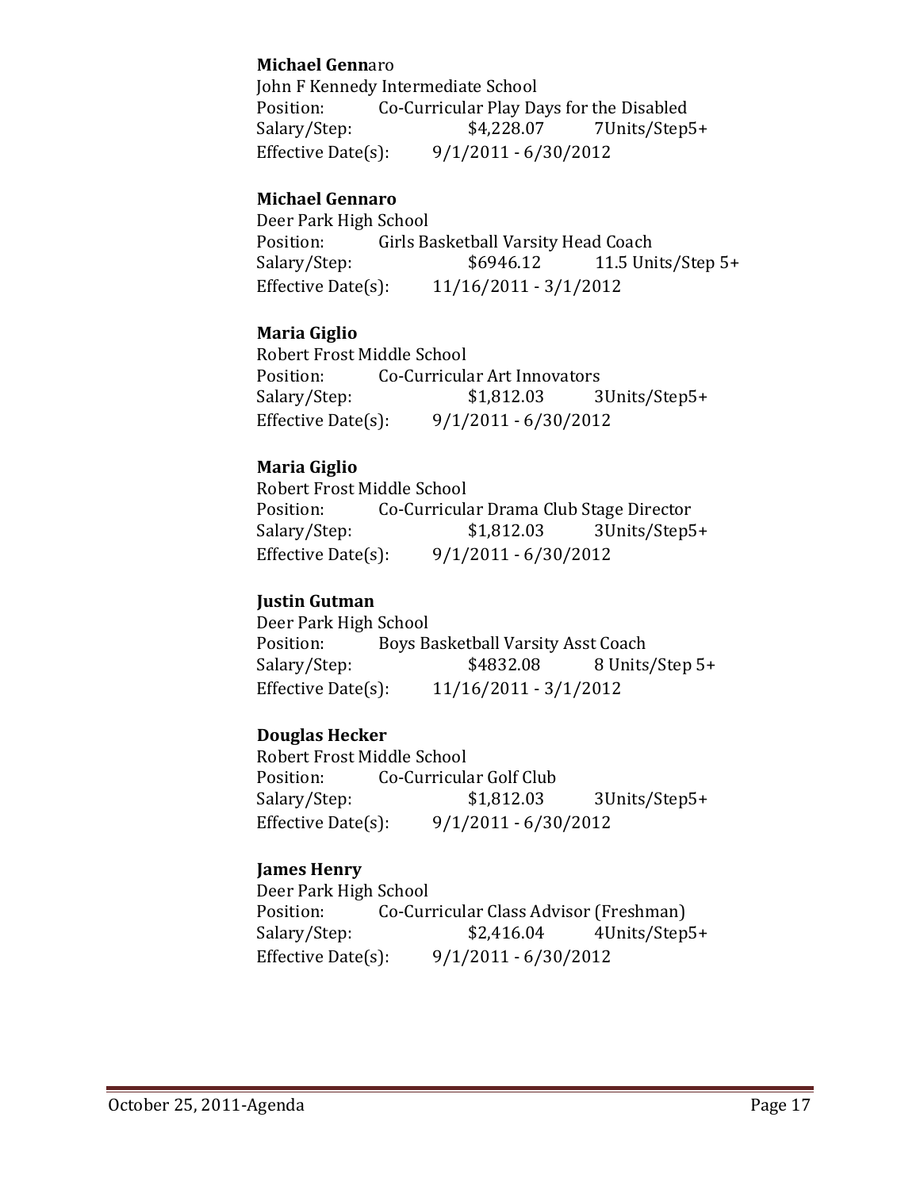**Michael Genn**aro
John F Kennedy Intermediate School
Position: Co-Curricular Play Days for the Disabled
Salary/Step: $4,228.07 7Units/Step5+
Effective Date(s): 9/1/2011 - 6/30/2012

**Michael Gennaro**
Deer Park High School
Position: Girls Basketball Varsity Head Coach
Salary/Step: $6946.12 11.5 Units/Step 5+
Effective Date(s): 11/16/2011 - 3/1/2012

**Maria Giglio**
Robert Frost Middle School
Position: Co-Curricular Art Innovators
Salary/Step: $1,812.03 3Units/Step5+
Effective Date(s): 9/1/2011 - 6/30/2012

**Maria Giglio**
Robert Frost Middle School
Position: Co-Curricular Drama Club Stage Director
Salary/Step: $1,812.03 3Units/Step5+
Effective Date(s): 9/1/2011 - 6/30/2012

**Justin Gutman**
Deer Park High School
Position: Boys Basketball Varsity Asst Coach
Salary/Step: $4832.08 8 Units/Step 5+
Effective Date(s): 11/16/2011 - 3/1/2012

**Douglas Hecker**
Robert Frost Middle School
Position: Co-Curricular Golf Club
Salary/Step: $1,812.03 3Units/Step5+
Effective Date(s): 9/1/2011 - 6/30/2012

**James Henry**
Deer Park High School
Position: Co-Curricular Class Advisor (Freshman)
Salary/Step: $2,416.04 4Units/Step5+
Effective Date(s): 9/1/2011 - 6/30/2012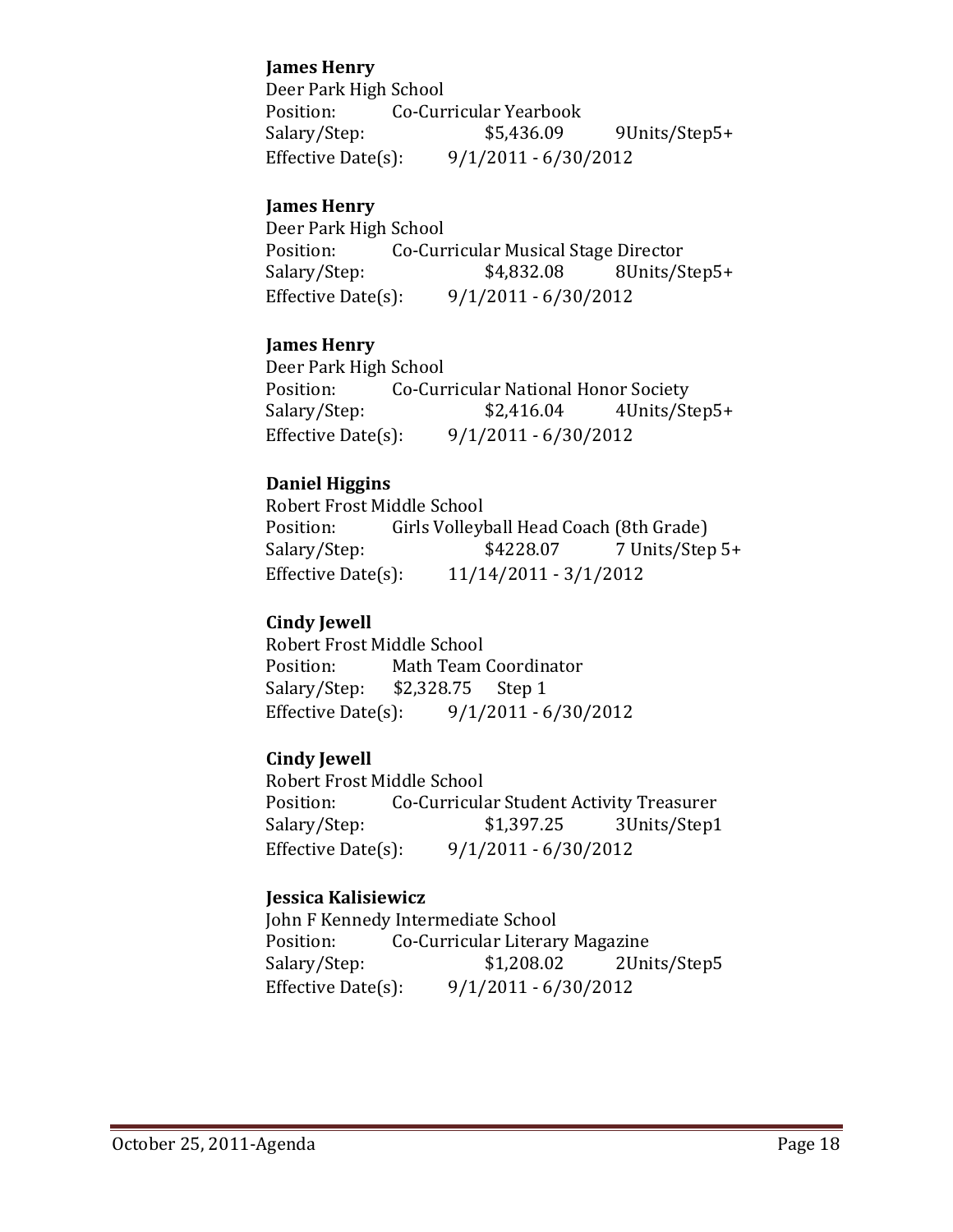**James Henry**
Deer Park High School
Position: Co-Curricular Yearbook
Salary/Step: $5,436.09 9Units/Step5+
Effective Date(s): 9/1/2011 - 6/30/2012

**James Henry**
Deer Park High School
Position: Co-Curricular Musical Stage Director
Salary/Step: $4,832.08 8Units/Step5+
Effective Date(s): 9/1/2011 - 6/30/2012

**James Henry**
Deer Park High School
Position: Co-Curricular National Honor Society
Salary/Step: $2,416.04 4Units/Step5+
Effective Date(s): 9/1/2011 - 6/30/2012

**Daniel Higgins**
Robert Frost Middle School
Position: Girls Volleyball Head Coach (8th Grade)
Salary/Step: $4228.07 7 Units/Step 5+
Effective Date(s): 11/14/2011 - 3/1/2012

**Cindy Jewell**
Robert Frost Middle School
Position: Math Team Coordinator
Salary/Step: $2,328.75 Step 1
Effective Date(s): 9/1/2011 - 6/30/2012

**Cindy Jewell**
Robert Frost Middle School
Position: Co-Curricular Student Activity Treasurer
Salary/Step: $1,397.25 3Units/Step1
Effective Date(s): 9/1/2011 - 6/30/2012

**Jessica Kalisiewicz**
John F Kennedy Intermediate School
Position: Co-Curricular Literary Magazine
Salary/Step: $1,208.02 2Units/Step5
Effective Date(s): 9/1/2011 - 6/30/2012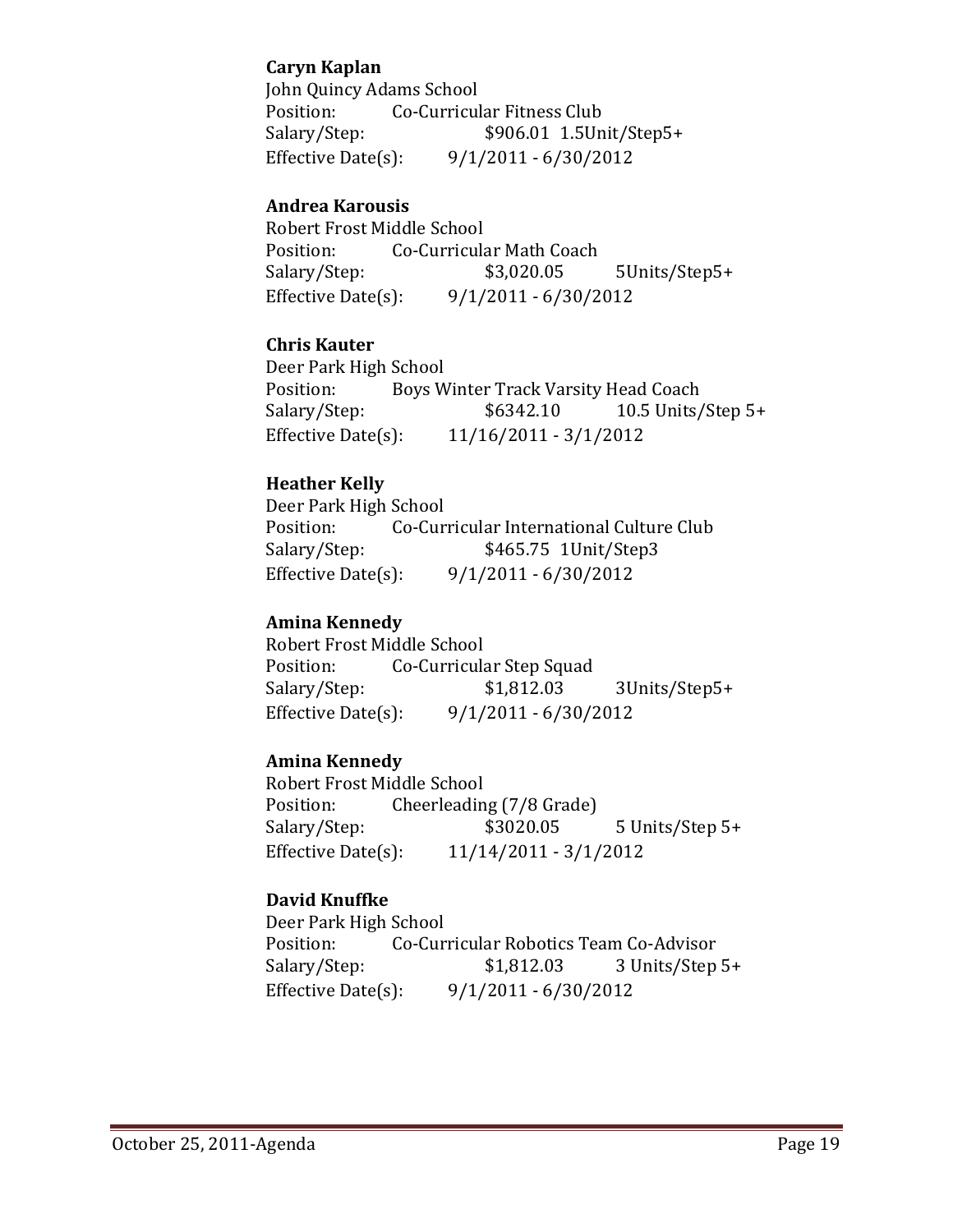**Caryn Kaplan**
John Quincy Adams School
Position: Co-Curricular Fitness Club
Salary/Step: $906.01 1.5Unit/Step5+
Effective Date(s): 9/1/2011 - 6/30/2012

**Andrea Karousis**
Robert Frost Middle School
Position: Co-Curricular Math Coach
Salary/Step: $3,020.05 5Units/Step5+
Effective Date(s): 9/1/2011 - 6/30/2012

**Chris Kauter**
Deer Park High School
Position: Boys Winter Track Varsity Head Coach
Salary/Step: $6342.10 10.5 Units/Step 5+
Effective Date(s): 11/16/2011 - 3/1/2012

**Heather Kelly**
Deer Park High School
Position: Co-Curricular International Culture Club
Salary/Step: $465.75 1Unit/Step3
Effective Date(s): 9/1/2011 - 6/30/2012

**Amina Kennedy**
Robert Frost Middle School
Position: Co-Curricular Step Squad
Salary/Step: $1,812.03 3Units/Step5+
Effective Date(s): 9/1/2011 - 6/30/2012

**Amina Kennedy**
Robert Frost Middle School
Position: Cheerleading (7/8 Grade)
Salary/Step: $3020.05 5 Units/Step 5+
Effective Date(s): 11/14/2011 - 3/1/2012

**David Knuffke**
Deer Park High School
Position: Co-Curricular Robotics Team Co-Advisor
Salary/Step: $1,812.03 3 Units/Step 5+
Effective Date(s): 9/1/2011 - 6/30/2012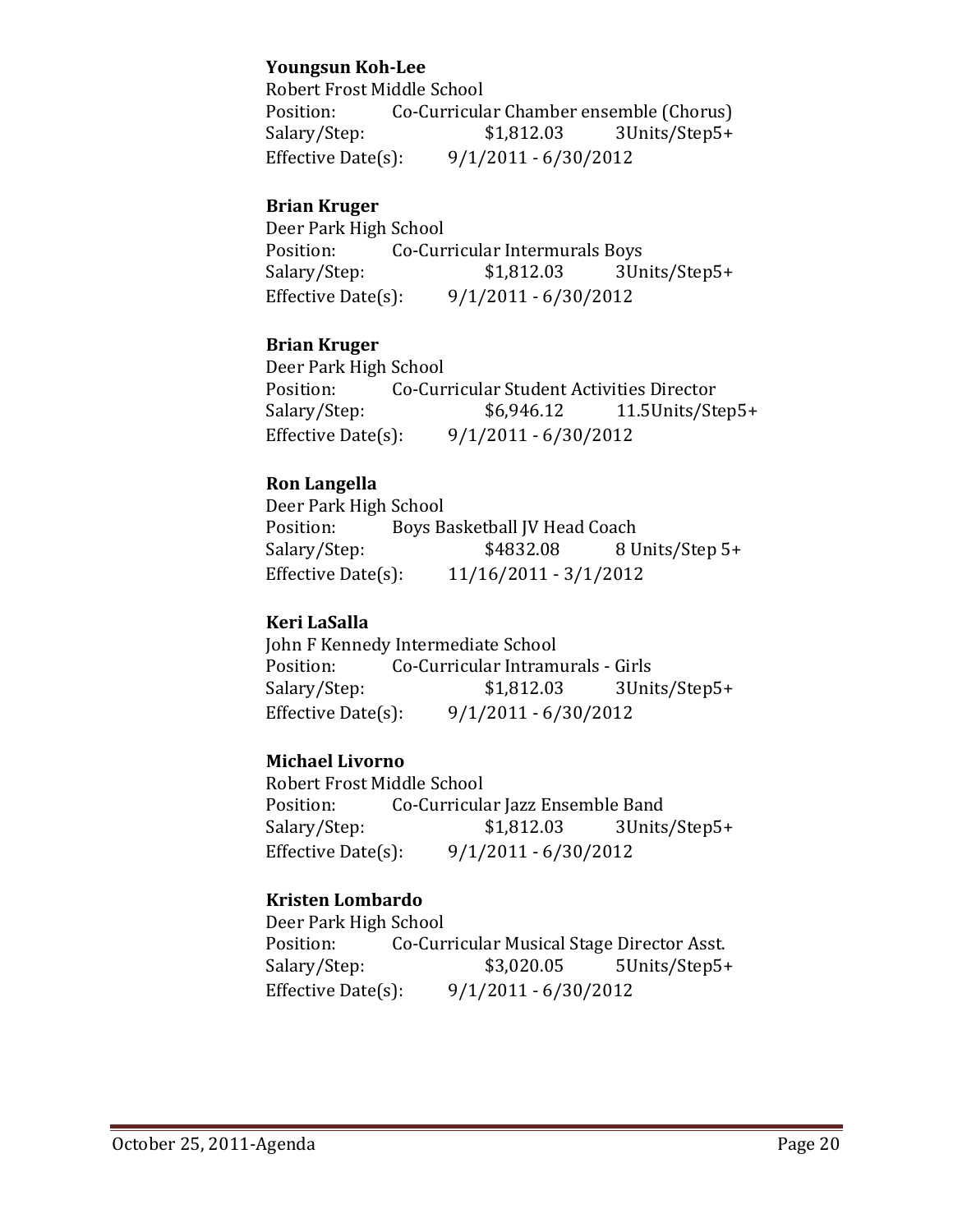**Youngsun Koh-Lee**
Robert Frost Middle School
Position: Co-Curricular Chamber ensemble (Chorus)
Salary/Step: $1,812.03 3Units/Step5+
Effective Date(s): 9/1/2011 - 6/30/2012

**Brian Kruger**
Deer Park High School
Position: Co-Curricular Intermurals Boys
Salary/Step: $1,812.03 3Units/Step5+
Effective Date(s): 9/1/2011 - 6/30/2012

**Brian Kruger**
Deer Park High School
Position: Co-Curricular Student Activities Director
Salary/Step: $6,946.12 11.5Units/Step5+
Effective Date(s): 9/1/2011 - 6/30/2012

**Ron Langella**
Deer Park High School
Position: Boys Basketball JV Head Coach
Salary/Step: $4832.08 8 Units/Step 5+
Effective Date(s): 11/16/2011 - 3/1/2012

**Keri LaSalla**
John F Kennedy Intermediate School
Position: Co-Curricular Intramurals - Girls
Salary/Step: $1,812.03 3Units/Step5+
Effective Date(s): 9/1/2011 - 6/30/2012

**Michael Livorno**
Robert Frost Middle School
Position: Co-Curricular Jazz Ensemble Band
Salary/Step: $1,812.03 3Units/Step5+
Effective Date(s): 9/1/2011 - 6/30/2012

**Kristen Lombardo**
Deer Park High School
Position: Co-Curricular Musical Stage Director Asst.
Salary/Step: $3,020.05 5Units/Step5+
Effective Date(s): 9/1/2011 - 6/30/2012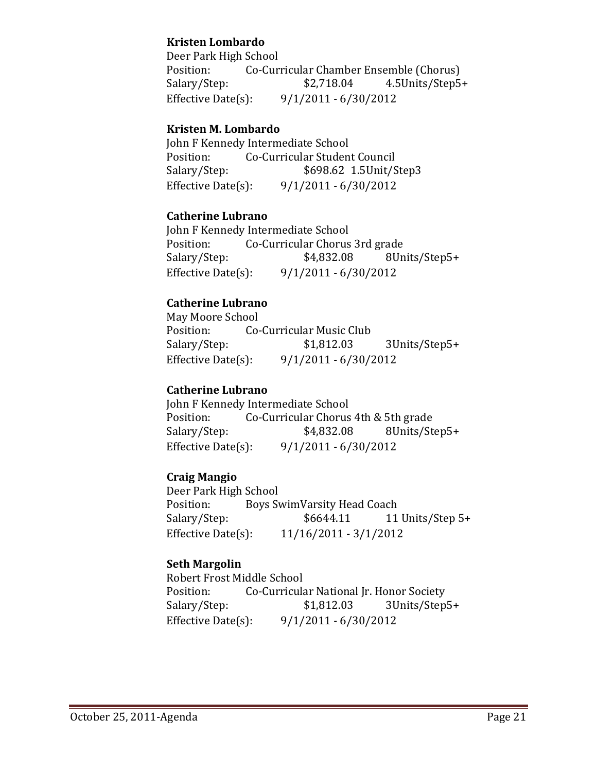**Kristen Lombardo**
Deer Park High School
Position: Co-Curricular Chamber Ensemble (Chorus)
Salary/Step: $2,718.04 4.5Units/Step5+
Effective Date(s): 9/1/2011 - 6/30/2012

**Kristen M. Lombardo**
John F Kennedy Intermediate School
Position: Co-Curricular Student Council
Salary/Step: $698.62 1.5Unit/Step3
Effective Date(s): 9/1/2011 - 6/30/2012

**Catherine Lubrano**
John F Kennedy Intermediate School
Position: Co-Curricular Chorus 3rd grade
Salary/Step: $4,832.08 8Units/Step5+
Effective Date(s): 9/1/2011 - 6/30/2012

**Catherine Lubrano**
May Moore School
Position: Co-Curricular Music Club
Salary/Step: $1,812.03 3Units/Step5+
Effective Date(s): 9/1/2011 - 6/30/2012

**Catherine Lubrano**
John F Kennedy Intermediate School
Position: Co-Curricular Chorus 4th & 5th grade
Salary/Step: $4,832.08 8Units/Step5+
Effective Date(s): 9/1/2011 - 6/30/2012

**Craig Mangio**
Deer Park High School
Position: Boys SwimVarsity Head Coach
Salary/Step: $6644.11 11 Units/Step 5+
Effective Date(s): 11/16/2011 - 3/1/2012

**Seth Margolin**
Robert Frost Middle School
Position: Co-Curricular National Jr. Honor Society
Salary/Step: $1,812.03 3Units/Step5+
Effective Date(s): 9/1/2011 - 6/30/2012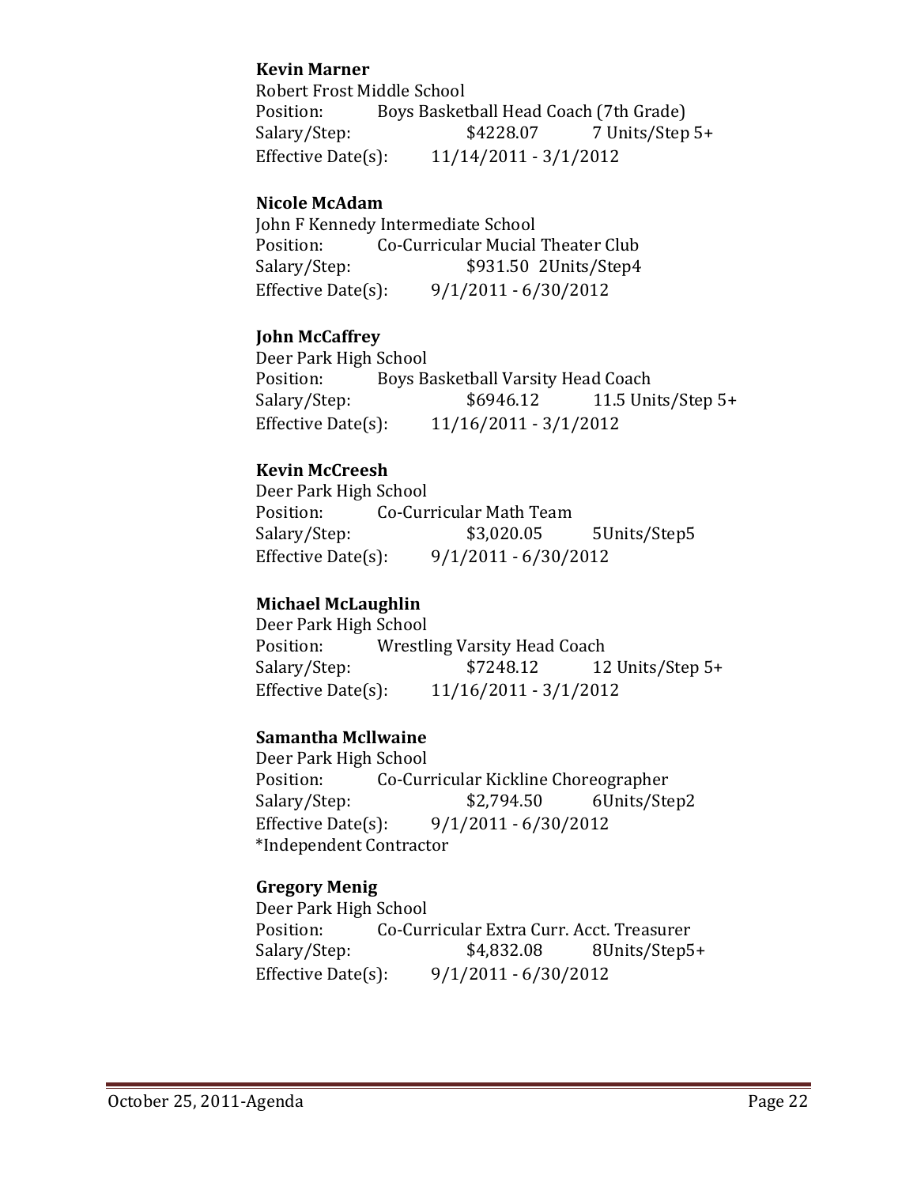**Kevin Marner**
Robert Frost Middle School
Position: Boys Basketball Head Coach (7th Grade)
Salary/Step: $4228.07 7 Units/Step 5+
Effective Date(s): 11/14/2011 - 3/1/2012

**Nicole McAdam**
John F Kennedy Intermediate School
Position: Co-Curricular Mucial Theater Club
Salary/Step: $931.50 2Units/Step4
Effective Date(s): 9/1/2011 - 6/30/2012

**John McCaffrey**
Deer Park High School
Position: Boys Basketball Varsity Head Coach
Salary/Step: $6946.12 11.5 Units/Step 5+
Effective Date(s): 11/16/2011 - 3/1/2012

**Kevin McCreesh**
Deer Park High School
Position: Co-Curricular Math Team
Salary/Step: $3,020.05 5Units/Step5
Effective Date(s): 9/1/2011 - 6/30/2012

**Michael McLaughlin**
Deer Park High School
Position: Wrestling Varsity Head Coach
Salary/Step: $7248.12 12 Units/Step 5+
Effective Date(s): 11/16/2011 - 3/1/2012

**Samantha Mcllwaine**
Deer Park High School
Position: Co-Curricular Kickline Choreographer
Salary/Step: $2,794.50 6Units/Step2
Effective Date(s): 9/1/2011 - 6/30/2012
*Independent Contractor

**Gregory Menig**
Deer Park High School
Position: Co-Curricular Extra Curr. Acct. Treasurer
Salary/Step: $4,832.08 8Units/Step5+
Effective Date(s): 9/1/2011 - 6/30/2012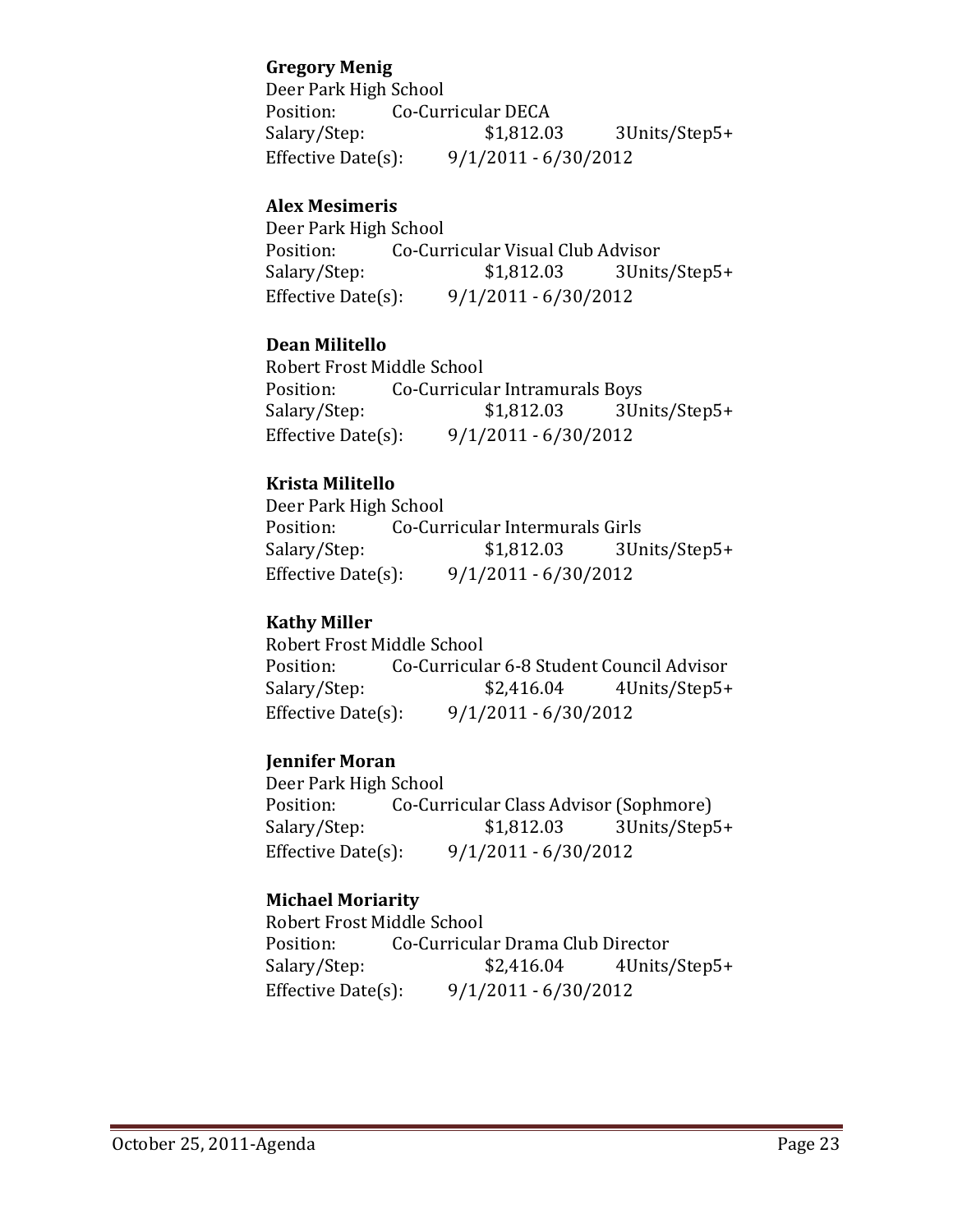**Gregory Menig**
Deer Park High School
Position: Co-Curricular DECA
Salary/Step: $1,812.03 3Units/Step5+
Effective Date(s): 9/1/2011 - 6/30/2012

**Alex Mesimeris**
Deer Park High School
Position: Co-Curricular Visual Club Advisor
Salary/Step: $1,812.03 3Units/Step5+
Effective Date(s): 9/1/2011 - 6/30/2012

**Dean Militello**
Robert Frost Middle School
Position: Co-Curricular Intramurals Boys
Salary/Step: $1,812.03 3Units/Step5+
Effective Date(s): 9/1/2011 - 6/30/2012

**Krista Militello**
Deer Park High School
Position: Co-Curricular Intermurals Girls
Salary/Step: $1,812.03 3Units/Step5+
Effective Date(s): 9/1/2011 - 6/30/2012

**Kathy Miller**
Robert Frost Middle School
Position: Co-Curricular 6-8 Student Council Advisor
Salary/Step: $2,416.04 4Units/Step5+
Effective Date(s): 9/1/2011 - 6/30/2012

**Jennifer Moran**
Deer Park High School
Position: Co-Curricular Class Advisor (Sophmore)
Salary/Step: $1,812.03 3Units/Step5+
Effective Date(s): 9/1/2011 - 6/30/2012

**Michael Moriarity**
Robert Frost Middle School
Position: Co-Curricular Drama Club Director
Salary/Step: $2,416.04 4Units/Step5+
Effective Date(s): 9/1/2011 - 6/30/2012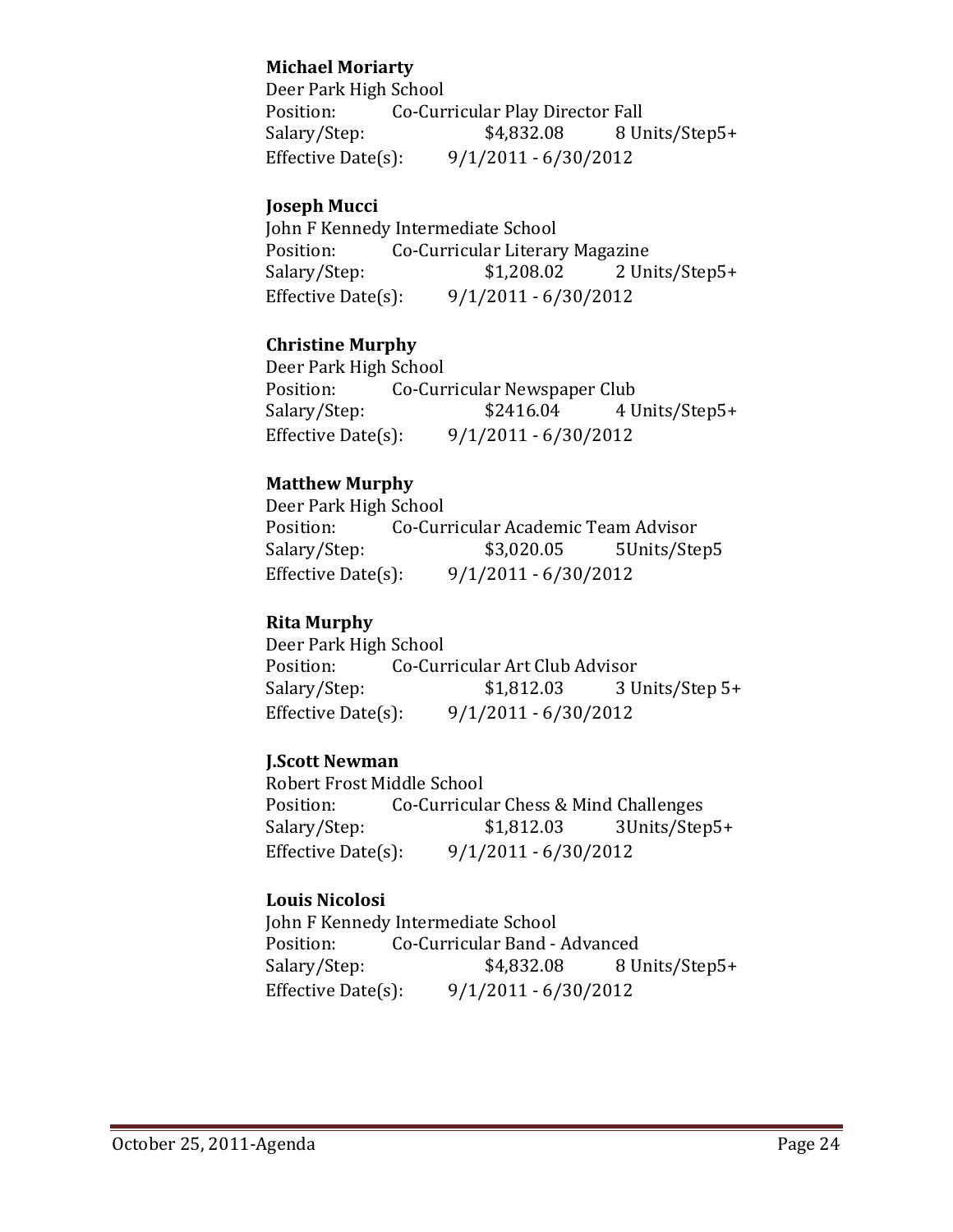**Michael Moriarty**
Deer Park High School
Position: Co-Curricular Play Director Fall
Salary/Step: $4,832.08 8 Units/Step5+
Effective Date(s): 9/1/2011 - 6/30/2012

**Joseph Mucci**
John F Kennedy Intermediate School
Position: Co-Curricular Literary Magazine
Salary/Step: $1,208.02 2 Units/Step5+
Effective Date(s): 9/1/2011 - 6/30/2012

**Christine Murphy**
Deer Park High School
Position: Co-Curricular Newspaper Club
Salary/Step: $2416.04 4 Units/Step5+
Effective Date(s): 9/1/2011 - 6/30/2012

**Matthew Murphy**
Deer Park High School
Position: Co-Curricular Academic Team Advisor
Salary/Step: $3,020.05 5Units/Step5
Effective Date(s): 9/1/2011 - 6/30/2012

**Rita Murphy**
Deer Park High School
Position: Co-Curricular Art Club Advisor
Salary/Step: $1,812.03 3 Units/Step 5+
Effective Date(s): 9/1/2011 - 6/30/2012

**J.Scott Newman**
Robert Frost Middle School
Position: Co-Curricular Chess & Mind Challenges
Salary/Step: $1,812.03 3Units/Step5+
Effective Date(s): 9/1/2011 - 6/30/2012

**Louis Nicolosi**
John F Kennedy Intermediate School
Position: Co-Curricular Band - Advanced
Salary/Step: $4,832.08 8 Units/Step5+
Effective Date(s): 9/1/2011 - 6/30/2012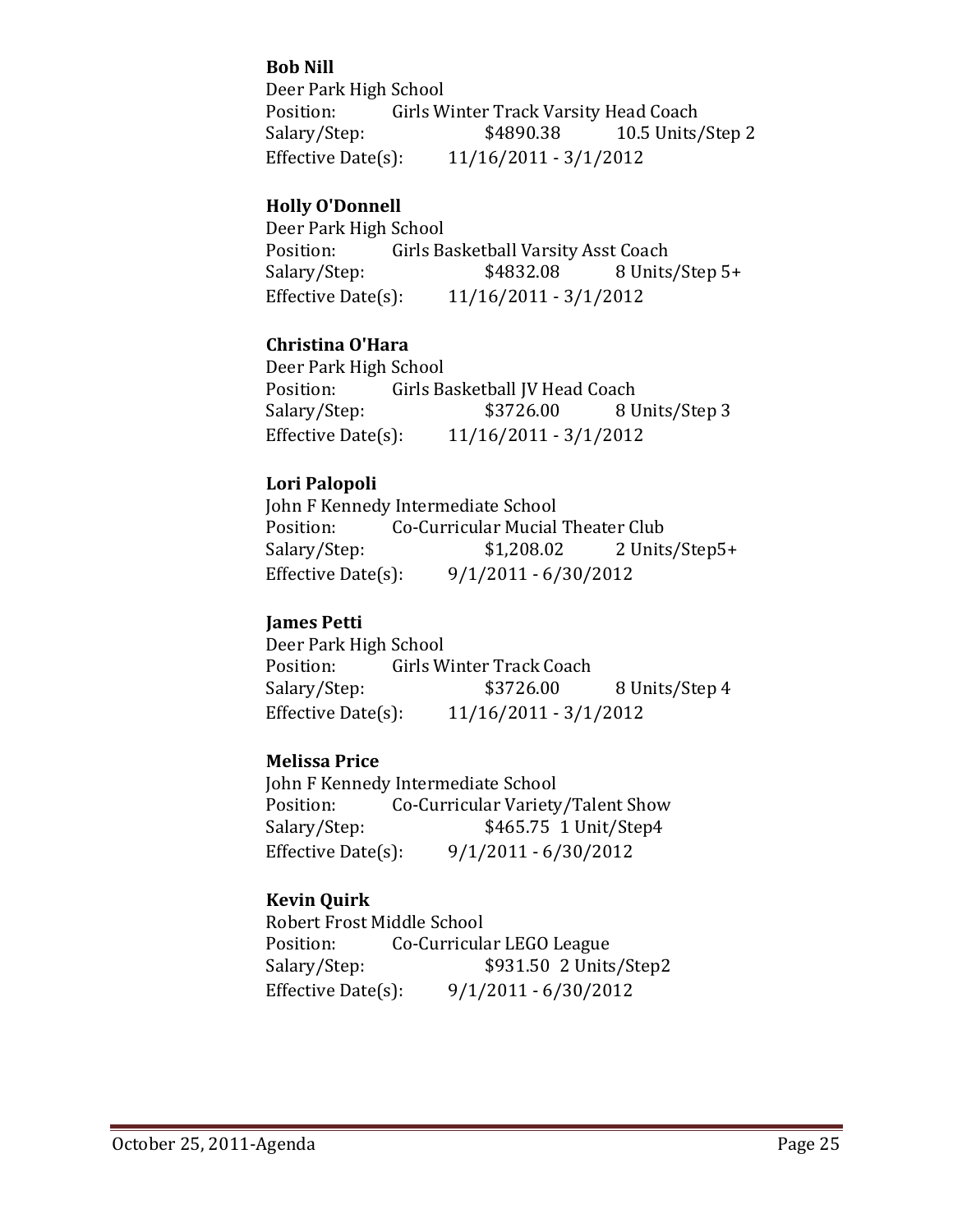**Bob Nill**
Deer Park High School
Position: Girls Winter Track Varsity Head Coach
Salary/Step: $4890.38 10.5 Units/Step 2
Effective Date(s): 11/16/2011 - 3/1/2012

**Holly O'Donnell**
Deer Park High School
Position: Girls Basketball Varsity Asst Coach
Salary/Step: $4832.08 8 Units/Step 5+
Effective Date(s): 11/16/2011 - 3/1/2012

**Christina O'Hara**
Deer Park High School
Position: Girls Basketball JV Head Coach
Salary/Step: $3726.00 8 Units/Step 3
Effective Date(s): 11/16/2011 - 3/1/2012

**Lori Palopoli**
John F Kennedy Intermediate School
Position: Co-Curricular Mucial Theater Club
Salary/Step: $1,208.02 2 Units/Step5+
Effective Date(s): 9/1/2011 - 6/30/2012

**James Petti**
Deer Park High School
Position: Girls Winter Track Coach
Salary/Step: $3726.00 8 Units/Step 4
Effective Date(s): 11/16/2011 - 3/1/2012

**Melissa Price**
John F Kennedy Intermediate School
Position: Co-Curricular Variety/Talent Show
Salary/Step: $465.75 1 Unit/Step4
Effective Date(s): 9/1/2011 - 6/30/2012

**Kevin Quirk**
Robert Frost Middle School
Position: Co-Curricular LEGO League
Salary/Step: $931.50 2 Units/Step2
Effective Date(s): 9/1/2011 - 6/30/2012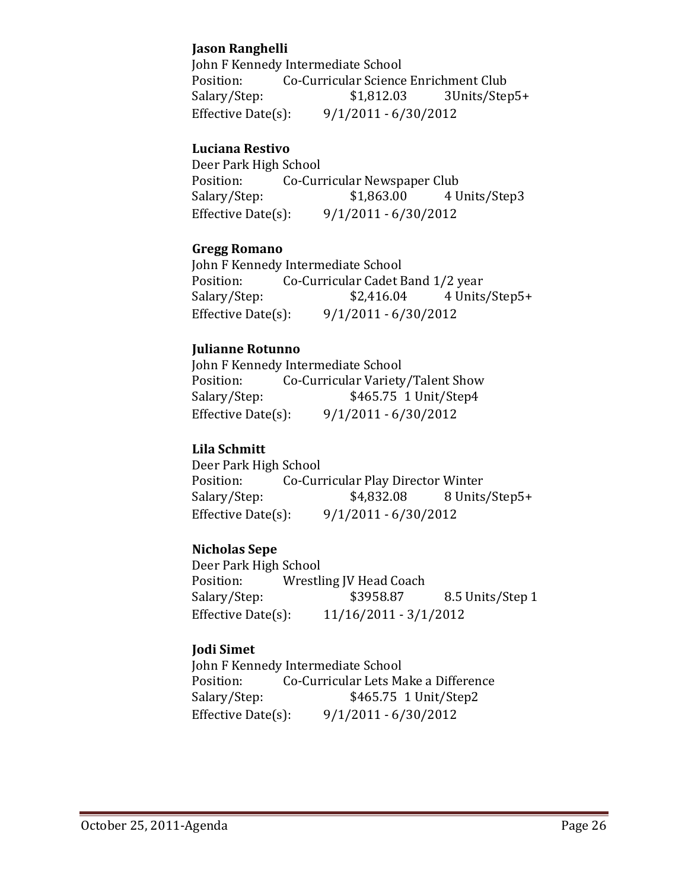**Jason Ranghelli**
John F Kennedy Intermediate School
Position: Co-Curricular Science Enrichment Club
Salary/Step: $1,812.03 3Units/Step5+
Effective Date(s): 9/1/2011 - 6/30/2012

**Luciana Restivo**
Deer Park High School
Position: Co-Curricular Newspaper Club
Salary/Step: $1,863.00 4 Units/Step3
Effective Date(s): 9/1/2011 - 6/30/2012

**Gregg Romano**
John F Kennedy Intermediate School
Position: Co-Curricular Cadet Band 1/2 year
Salary/Step: $2,416.04 4 Units/Step5+
Effective Date(s): 9/1/2011 - 6/30/2012

**Julianne Rotunno**
John F Kennedy Intermediate School
Position: Co-Curricular Variety/Talent Show
Salary/Step: $465.75 1 Unit/Step4
Effective Date(s): 9/1/2011 - 6/30/2012

**Lila Schmitt**
Deer Park High School
Position: Co-Curricular Play Director Winter
Salary/Step: $4,832.08 8 Units/Step5+
Effective Date(s): 9/1/2011 - 6/30/2012

**Nicholas Sepe**
Deer Park High School
Position: Wrestling JV Head Coach
Salary/Step: $3958.87 8.5 Units/Step 1
Effective Date(s): 11/16/2011 - 3/1/2012

**Jodi Simet**
John F Kennedy Intermediate School
Position: Co-Curricular Lets Make a Difference
Salary/Step: $465.75 1 Unit/Step2
Effective Date(s): 9/1/2011 - 6/30/2012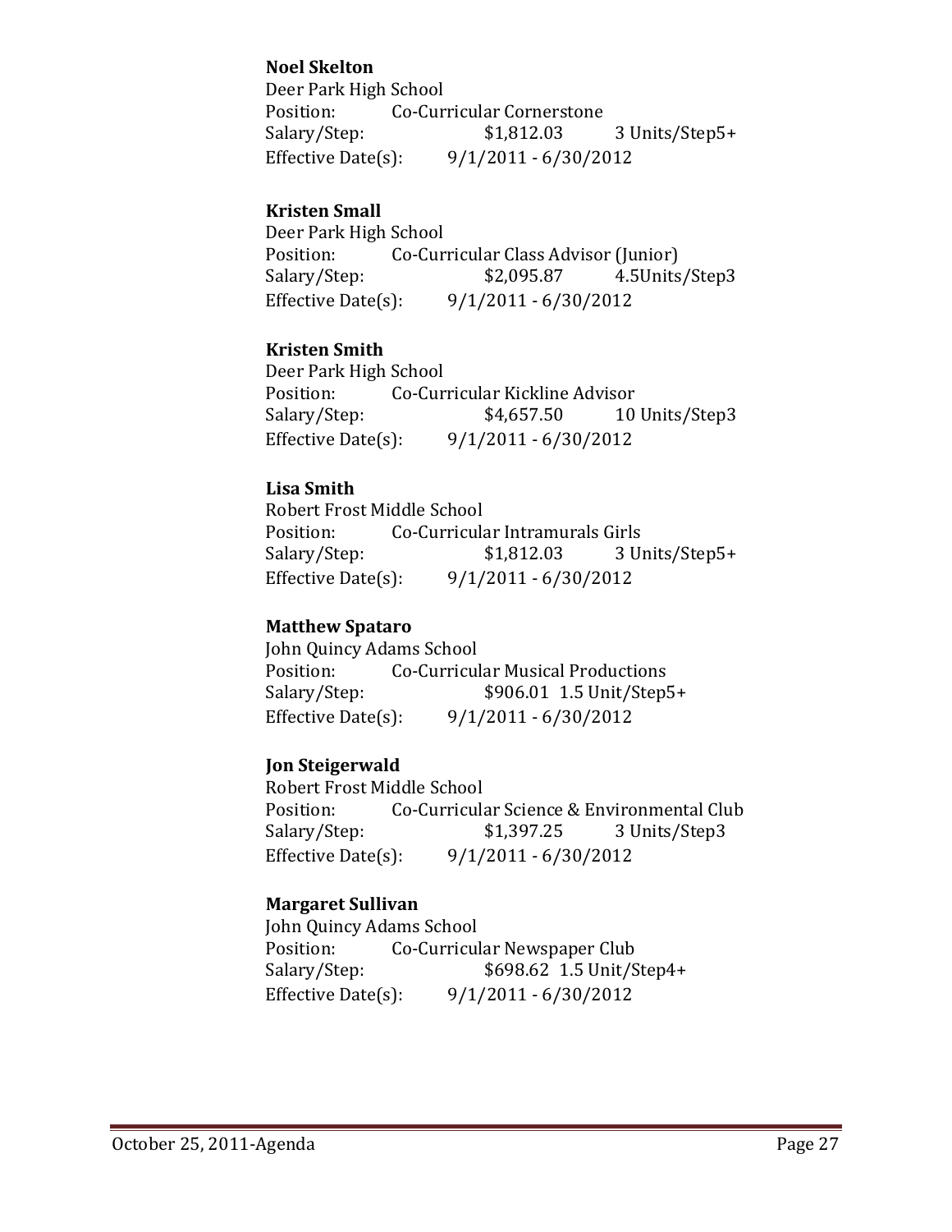**Noel Skelton**
Deer Park High School
Position: Co-Curricular Cornerstone
Salary/Step: $1,812.03 3 Units/Step5+
Effective Date(s): 9/1/2011 - 6/30/2012

**Kristen Small**
Deer Park High School
Position: Co-Curricular Class Advisor (Junior)
Salary/Step: $2,095.87 4.5Units/Step3
Effective Date(s): 9/1/2011 - 6/30/2012

**Kristen Smith**
Deer Park High School
Position: Co-Curricular Kickline Advisor
Salary/Step: $4,657.50 10 Units/Step3
Effective Date(s): 9/1/2011 - 6/30/2012

**Lisa Smith**
Robert Frost Middle School
Position: Co-Curricular Intramurals Girls
Salary/Step: $1,812.03 3 Units/Step5+
Effective Date(s): 9/1/2011 - 6/30/2012

**Matthew Spataro**
John Quincy Adams School
Position: Co-Curricular Musical Productions
Salary/Step: $906.01 1.5 Unit/Step5+
Effective Date(s): 9/1/2011 - 6/30/2012

**Jon Steigerwald**
Robert Frost Middle School
Position: Co-Curricular Science & Environmental Club
Salary/Step: $1,397.25 3 Units/Step3
Effective Date(s): 9/1/2011 - 6/30/2012

**Margaret Sullivan**
John Quincy Adams School
Position: Co-Curricular Newspaper Club
Salary/Step: $698.62 1.5 Unit/Step4+
Effective Date(s): 9/1/2011 - 6/30/2012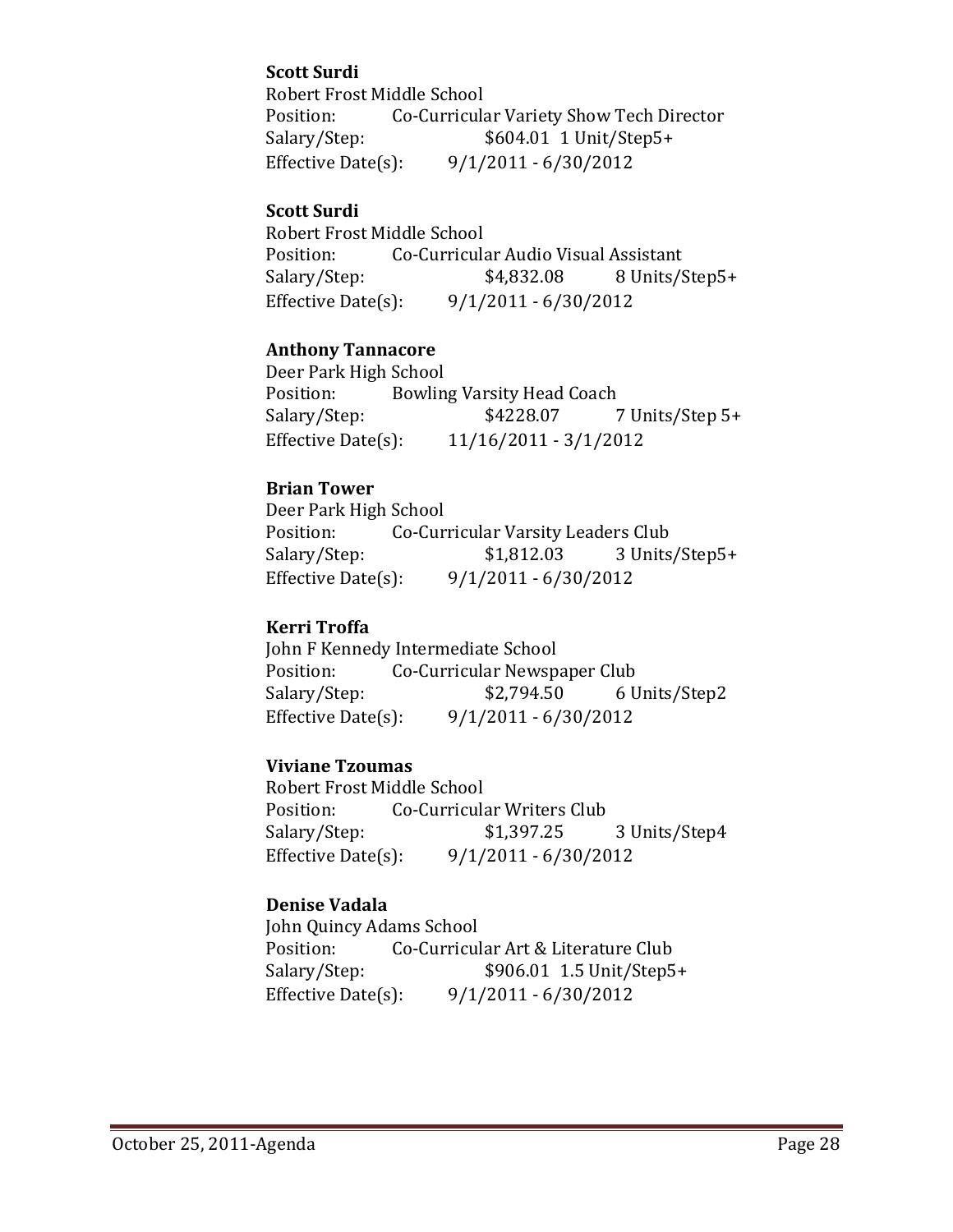**Scott Surdi**
Robert Frost Middle School
Position: Co-Curricular Variety Show Tech Director
Salary/Step: $604.01 1 Unit/Step5+
Effective Date(s): 9/1/2011 - 6/30/2012

**Scott Surdi**
Robert Frost Middle School
Position: Co-Curricular Audio Visual Assistant
Salary/Step: $4,832.08 8 Units/Step5+
Effective Date(s): 9/1/2011 - 6/30/2012

**Anthony Tannacore**
Deer Park High School
Position: Bowling Varsity Head Coach
Salary/Step: $4228.07 7 Units/Step 5+
Effective Date(s): 11/16/2011 - 3/1/2012

**Brian Tower**
Deer Park High School
Position: Co-Curricular Varsity Leaders Club
Salary/Step: $1,812.03 3 Units/Step5+
Effective Date(s): 9/1/2011 - 6/30/2012

**Kerri Troffa**
John F Kennedy Intermediate School
Position: Co-Curricular Newspaper Club
Salary/Step: $2,794.50 6 Units/Step2
Effective Date(s): 9/1/2011 - 6/30/2012

**Viviane Tzoumas**
Robert Frost Middle School
Position: Co-Curricular Writers Club
Salary/Step: $1,397.25 3 Units/Step4
Effective Date(s): 9/1/2011 - 6/30/2012

**Denise Vadala**
John Quincy Adams School
Position: Co-Curricular Art & Literature Club
Salary/Step: $906.01 1.5 Unit/Step5+
Effective Date(s): 9/1/2011 - 6/30/2012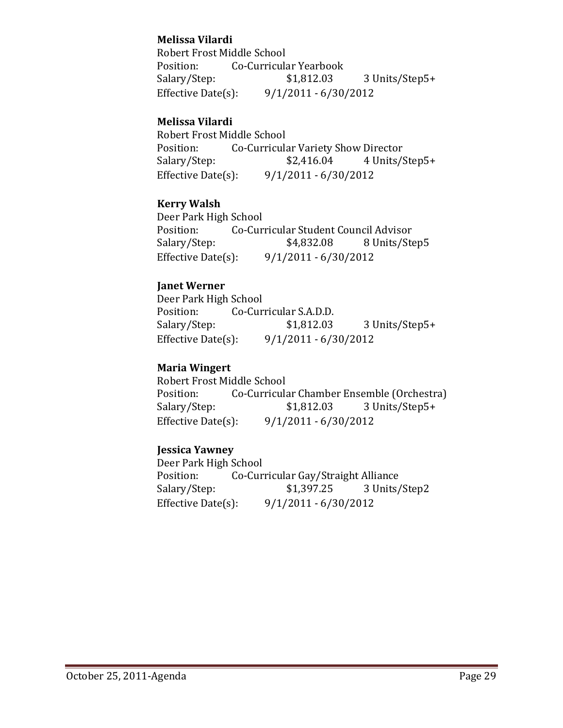**Melissa Vilardi**
Robert Frost Middle School
Position: Co-Curricular Yearbook
Salary/Step: $1,812.03 3 Units/Step5+
Effective Date(s): 9/1/2011 - 6/30/2012

**Melissa Vilardi**
Robert Frost Middle School
Position: Co-Curricular Variety Show Director
Salary/Step: $2,416.04 4 Units/Step5+
Effective Date(s): 9/1/2011 - 6/30/2012

**Kerry Walsh**
Deer Park High School
Position: Co-Curricular Student Council Advisor
Salary/Step: $4,832.08 8 Units/Step5
Effective Date(s): 9/1/2011 - 6/30/2012

**Janet Werner**
Deer Park High School
Position: Co-Curricular S.A.D.D.
Salary/Step: $1,812.03 3 Units/Step5+
Effective Date(s): 9/1/2011 - 6/30/2012

**Maria Wingert**
Robert Frost Middle School
Position: Co-Curricular Chamber Ensemble (Orchestra)
Salary/Step: $1,812.03 3 Units/Step5+
Effective Date(s): 9/1/2011 - 6/30/2012

**Jessica Yawney**
Deer Park High School
Position: Co-Curricular Gay/Straight Alliance
Salary/Step: $1,397.25 3 Units/Step2
Effective Date(s): 9/1/2011 - 6/30/2012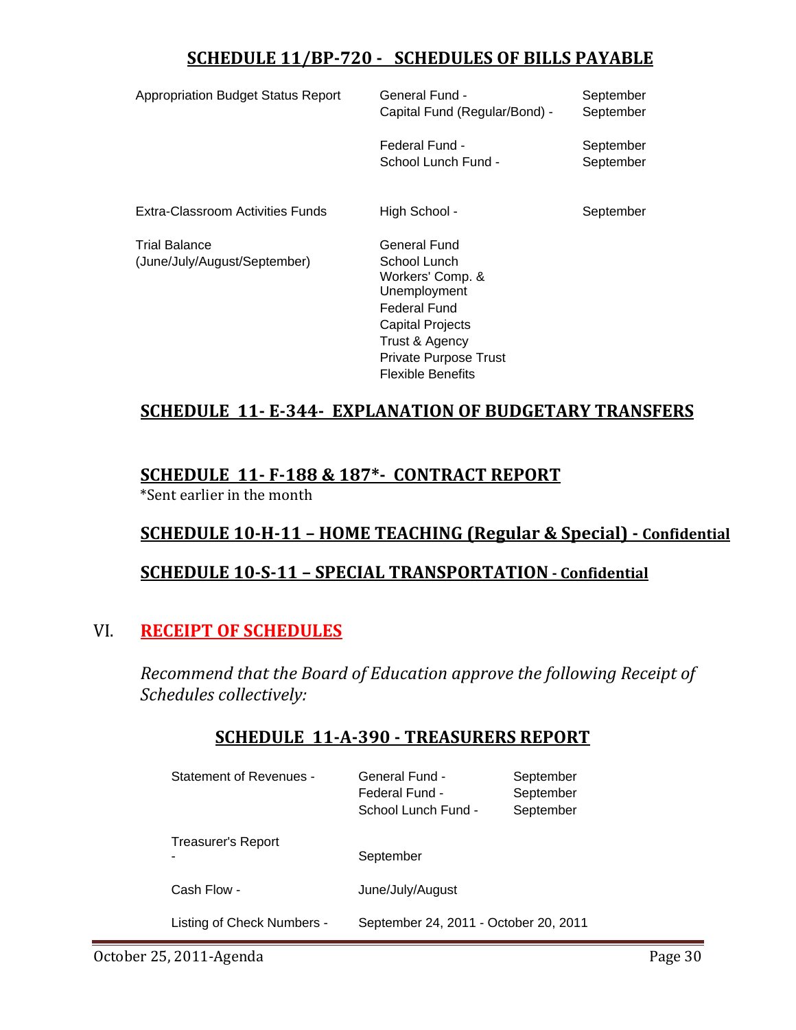## SCHEDULE 11/BP-720 - SCHEDULES OF BILLS PAYABLE

| | | |
|---|---|---|
| Appropriation Budget Status Report | General Fund - | September |
| | Capital Fund (Regular/Bond) - | September |
| | Federal Fund - | September |
| | School Lunch Fund - | September |
| Extra-Classroom Activities Funds | High School - | September |
| Trial Balance (June/July/August/September) | General Fund | |
| | School Lunch | |
| | Workers' Comp. & Unemployment | |
| | Federal Fund | |
| | Capital Projects | |
| | Trust & Agency | |
| | Private Purpose Trust | |
| | Flexible Benefits | |

## SCHEDULE 11- E-344- EXPLANATION OF BUDGETARY TRANSFERS

## SCHEDULE 11- F-188 & 187*- CONTRACT REPORT

*Sent earlier in the month

## SCHEDULE 10-H-11 – HOME TEACHING (Regular & Special) - Confidential

## SCHEDULE 10-S-11 – SPECIAL TRANSPORTATION - Confidential

# VI. RECEIPT OF SCHEDULES

*Recommend that the Board of Education approve the following Receipt of Schedules collectively:*

## SCHEDULE 11-A-390 - TREASURERS REPORT

| | | |
|---|---|---|
| Statement of Revenues - | General Fund - | September |
| | Federal Fund - | September |
| | School Lunch Fund - | September |
| Treasurer's Report - | September | |
| Cash Flow - | June/July/August | |
| Listing of Check Numbers - | September 24, 2011 - October 20, 2011 | |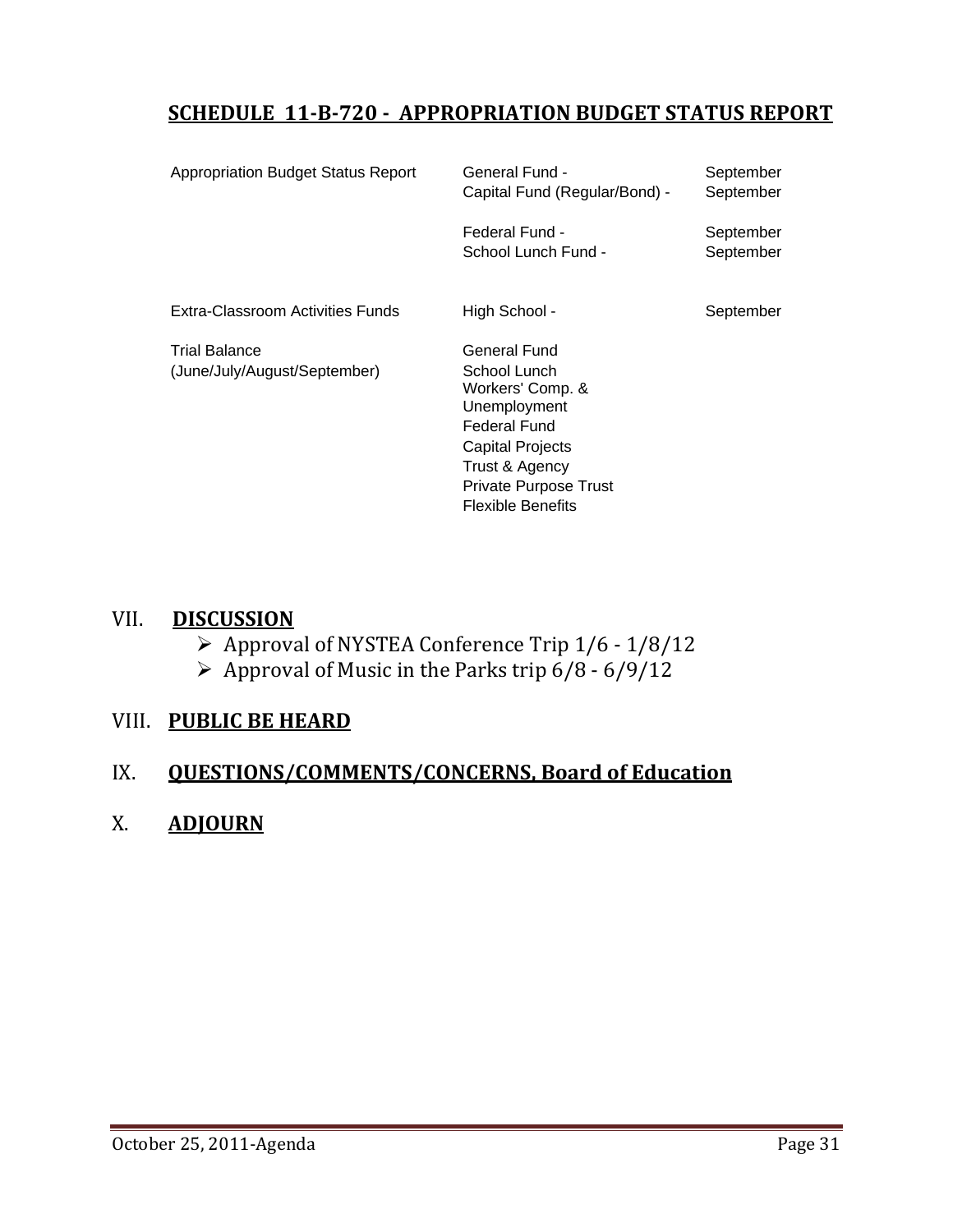## SCHEDULE 11-B-720 - APPROPRIATION BUDGET STATUS REPORT

| | | |
|---|---|---|
| Appropriation Budget Status Report | General Fund -<br>Capital Fund (Regular/Bond) - | September<br>September |
| | Federal Fund -<br>School Lunch Fund - | September<br>September |
| Extra-Classroom Activities Funds | High School - | September |
| Trial Balance<br>(June/July/August/September) | General Fund<br>School Lunch<br>Workers' Comp. &<br>Unemployment<br>Federal Fund<br>Capital Projects<br>Trust & Agency<br>Private Purpose Trust<br>Flexible Benefits | |

## VII. DISCUSSION

- Approval of NYSTEA Conference Trip 1/6 - 1/8/12
- Approval of Music in the Parks trip 6/8 - 6/9/12

## VIII. PUBLIC BE HEARD

## IX. QUESTIONS/COMMENTS/CONCERNS, Board of Education

## X. ADJOURN